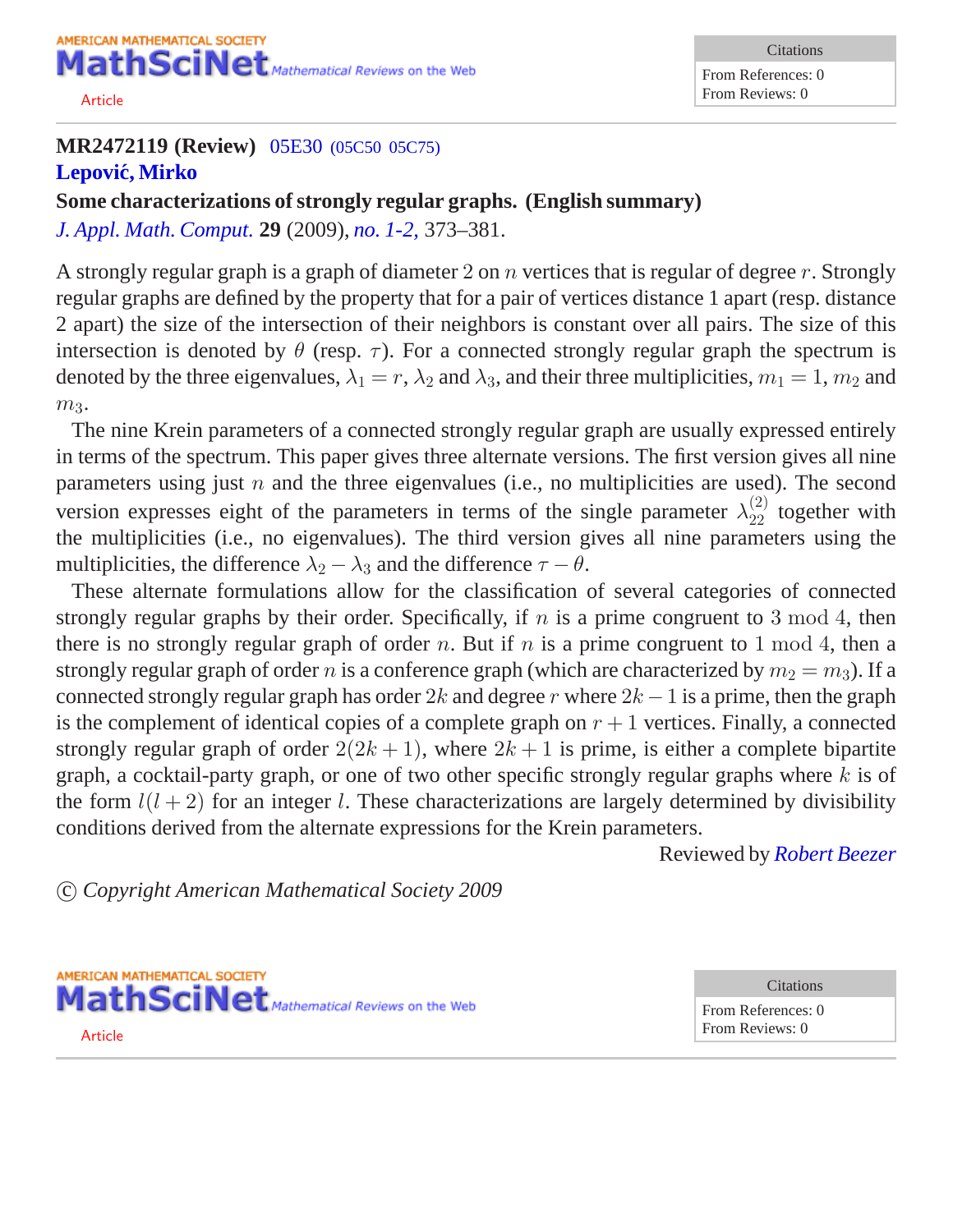AMERICAN MATHEMATICAL SOCIETY
**MathSciNet** Mathematical Reviews on the Web

Article

| Citations |
| --- |
| From References: 0 |
| From Reviews: 0 |

**MR2472119 (Review)** 05E30 (05C50 05C75)

**Lepović, Mirko**

**Some characterizations of strongly regular graphs. (English summary)**

*J. Appl. Math. Comput.* **29** (2009), *no. 1-2,* 373–381.

A strongly regular graph is a graph of diameter 2 on $n$ vertices that is regular of degree $r$. Strongly regular graphs are defined by the property that for a pair of vertices distance 1 apart (resp. distance 2 apart) the size of the intersection of their neighbors is constant over all pairs. The size of this intersection is denoted by $\theta$ (resp. $\tau$). For a connected strongly regular graph the spectrum is denoted by the three eigenvalues, $\lambda_1 = r$, $\lambda_2$ and $\lambda_3$, and their three multiplicities, $m_1 = 1$, $m_2$ and $m_3$.

The nine Krein parameters of a connected strongly regular graph are usually expressed entirely in terms of the spectrum. This paper gives three alternate versions. The first version gives all nine parameters using just $n$ and the three eigenvalues (i.e., no multiplicities are used). The second version expresses eight of the parameters in terms of the single parameter $\lambda_{22}^{(2)}$ together with the multiplicities (i.e., no eigenvalues). The third version gives all nine parameters using the multiplicities, the difference $\lambda_2 - \lambda_3$ and the difference $\tau - \theta$.

These alternate formulations allow for the classification of several categories of connected strongly regular graphs by their order. Specifically, if $n$ is a prime congruent to $3 \bmod 4$, then there is no strongly regular graph of order $n$. But if $n$ is a prime congruent to $1 \bmod 4$, then a strongly regular graph of order $n$ is a conference graph (which are characterized by $m_2 = m_3$). If a connected strongly regular graph has order $2k$ and degree $r$ where $2k - 1$ is a prime, then the graph is the complement of identical copies of a complete graph on $r + 1$ vertices. Finally, a connected strongly regular graph of order $2(2k + 1)$, where $2k + 1$ is prime, is either a complete bipartite graph, a cocktail-party graph, or one of two other specific strongly regular graphs where $k$ is of the form $l(l + 2)$ for an integer $l$. These characterizations are largely determined by divisibility conditions derived from the alternate expressions for the Krein parameters.

Reviewed by *Robert Beezer*

© *Copyright American Mathematical Society 2009*

AMERICAN MATHEMATICAL SOCIETY
**MathSciNet** Mathematical Reviews on the Web

Article

| Citations |
| --- |
| From References: 0 |
| From Reviews: 0 |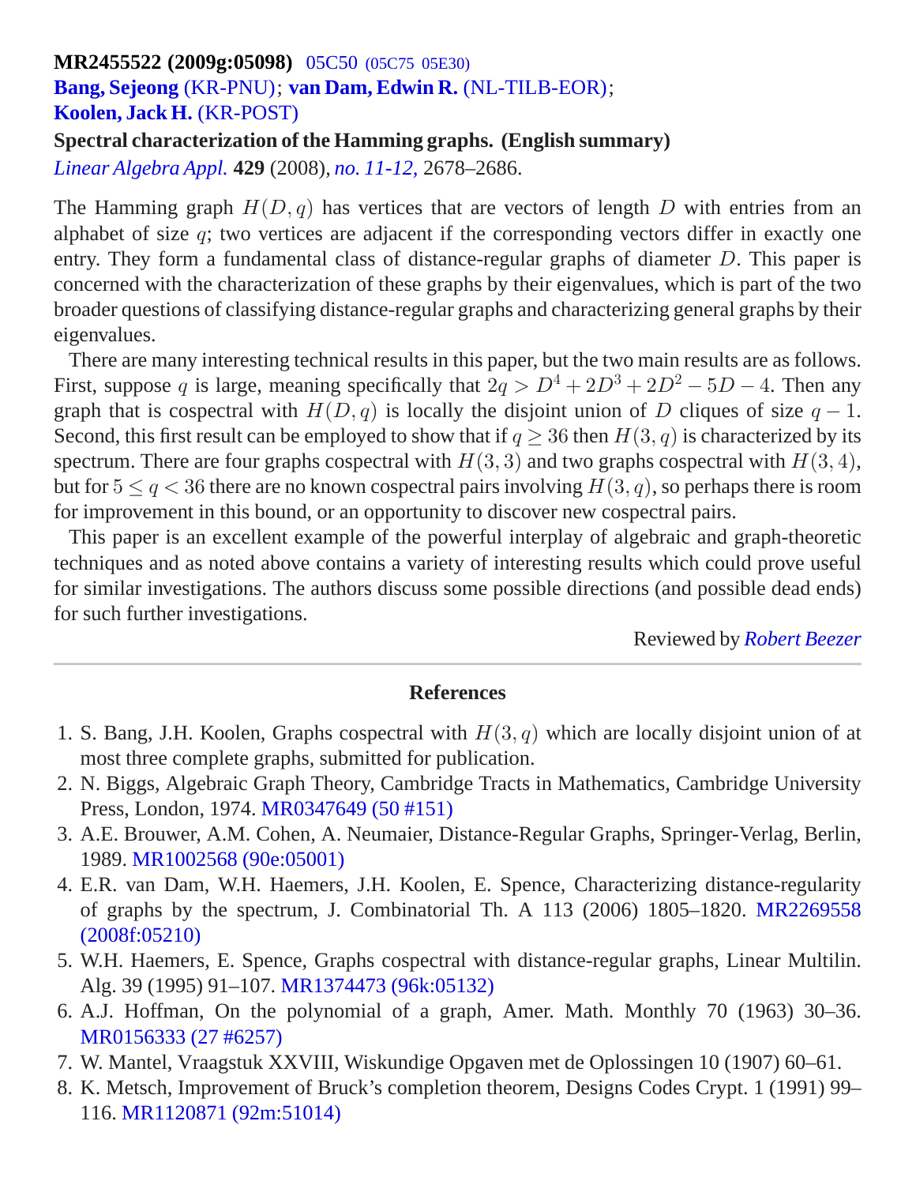**MR2455522 (2009g:05098)** 05C50 (05C75 05E30)

**Bang, Sejeong** (KR-PNU); **van Dam, Edwin R.** (NL-TILB-EOR);
**Koolen, Jack H.** (KR-POST)

**Spectral characterization of the Hamming graphs. (English summary)**

*Linear Algebra Appl.* **429** (2008), *no. 11-12,* 2678–2686.

The Hamming graph $H(D,q)$ has vertices that are vectors of length $D$ with entries from an alphabet of size $q$; two vertices are adjacent if the corresponding vectors differ in exactly one entry. They form a fundamental class of distance-regular graphs of diameter $D$. This paper is concerned with the characterization of these graphs by their eigenvalues, which is part of the two broader questions of classifying distance-regular graphs and characterizing general graphs by their eigenvalues.

There are many interesting technical results in this paper, but the two main results are as follows. First, suppose $q$ is large, meaning specifically that $2q > D^4 + 2D^3 + 2D^2 - 5D - 4$. Then any graph that is cospectral with $H(D,q)$ is locally the disjoint union of $D$ cliques of size $q-1$. Second, this first result can be employed to show that if $q \geq 36$ then $H(3,q)$ is characterized by its spectrum. There are four graphs cospectral with $H(3,3)$ and two graphs cospectral with $H(3,4)$, but for $5 \leq q < 36$ there are no known cospectral pairs involving $H(3,q)$, so perhaps there is room for improvement in this bound, or an opportunity to discover new cospectral pairs.

This paper is an excellent example of the powerful interplay of algebraic and graph-theoretic techniques and as noted above contains a variety of interesting results which could prove useful for similar investigations. The authors discuss some possible directions (and possible dead ends) for such further investigations.

Reviewed by *Robert Beezer*

---

## References

1. S. Bang, J.H. Koolen, Graphs cospectral with $H(3,q)$ which are locally disjoint union of at most three complete graphs, submitted for publication.
2. N. Biggs, Algebraic Graph Theory, Cambridge Tracts in Mathematics, Cambridge University Press, London, 1974. MR0347649 (50 #151)
3. A.E. Brouwer, A.M. Cohen, A. Neumaier, Distance-Regular Graphs, Springer-Verlag, Berlin, 1989. MR1002568 (90e:05001)
4. E.R. van Dam, W.H. Haemers, J.H. Koolen, E. Spence, Characterizing distance-regularity of graphs by the spectrum, J. Combinatorial Th. A 113 (2006) 1805–1820. MR2269558 (2008f:05210)
5. W.H. Haemers, E. Spence, Graphs cospectral with distance-regular graphs, Linear Multilin. Alg. 39 (1995) 91–107. MR1374473 (96k:05132)
6. A.J. Hoffman, On the polynomial of a graph, Amer. Math. Monthly 70 (1963) 30–36. MR0156333 (27 #6257)
7. W. Mantel, Vraagstuk XXVIII, Wiskundige Opgaven met de Oplossingen 10 (1907) 60–61.
8. K. Metsch, Improvement of Bruck's completion theorem, Designs Codes Crypt. 1 (1991) 99–116. MR1120871 (92m:51014)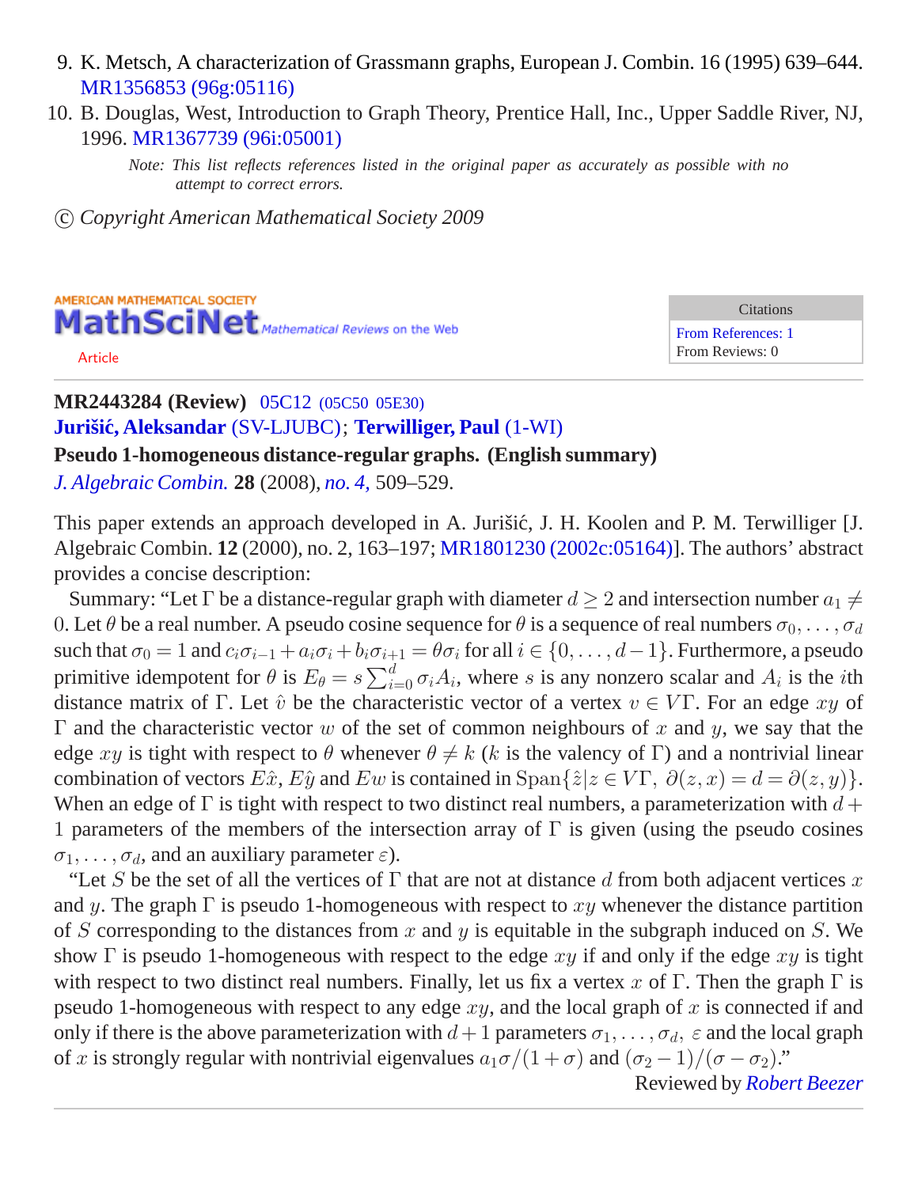9. K. Metsch, A characterization of Grassmann graphs, European J. Combin. 16 (1995) 639–644. MR1356853 (96g:05116)
10. B. Douglas, West, Introduction to Graph Theory, Prentice Hall, Inc., Upper Saddle River, NJ, 1996. MR1367739 (96i:05001)

*Note: This list reflects references listed in the original paper as accurately as possible with no attempt to correct errors.*

© *Copyright American Mathematical Society 2009*

AMERICAN MATHEMATICAL SOCIETY
**MathSciNet** *Mathematical Reviews on the Web*

Article

| Citations |
| --- |
| From References: 1 |
| From Reviews: 0 |

---

**MR2443284 (Review)** 05C12 (05C50 05E30)
**Jurišić, Aleksandar** (SV-LJUBC); **Terwilliger, Paul** (1-WI)
**Pseudo 1-homogeneous distance-regular graphs. (English summary)**
*J. Algebraic Combin.* **28** (2008), *no. 4,* 509–529.

This paper extends an approach developed in A. Jurišić, J. H. Koolen and P. M. Terwilliger [J. Algebraic Combin. **12** (2000), no. 2, 163–197; MR1801230 (2002c:05164)]. The authors' abstract provides a concise description:

Summary: "Let $\Gamma$ be a distance-regular graph with diameter $d \geq 2$ and intersection number $a_1 \neq 0$. Let $\theta$ be a real number. A pseudo cosine sequence for $\theta$ is a sequence of real numbers $\sigma_0, \ldots, \sigma_d$ such that $\sigma_0 = 1$ and $c_i\sigma_{i-1} + a_i\sigma_i + b_i\sigma_{i+1} = \theta\sigma_i$ for all $i \in \{0, \ldots, d-1\}$. Furthermore, a pseudo primitive idempotent for $\theta$ is $E_\theta = s\sum_{i=0}^{d} \sigma_i A_i$, where $s$ is any nonzero scalar and $A_i$ is the $i$th distance matrix of $\Gamma$. Let $\hat{v}$ be the characteristic vector of a vertex $v \in V\Gamma$. For an edge $xy$ of $\Gamma$ and the characteristic vector $w$ of the set of common neighbours of $x$ and $y$, we say that the edge $xy$ is tight with respect to $\theta$ whenever $\theta \neq k$ ($k$ is the valency of $\Gamma$) and a nontrivial linear combination of vectors $E\hat{x}$, $E\hat{y}$ and $Ew$ is contained in $\mathrm{Span}\{\hat{z} | z \in V\Gamma,\ \partial(z,x) = d = \partial(z,y)\}$. When an edge of $\Gamma$ is tight with respect to two distinct real numbers, a parameterization with $d+1$ parameters of the members of the intersection array of $\Gamma$ is given (using the pseudo cosines $\sigma_1, \ldots, \sigma_d$, and an auxiliary parameter $\varepsilon$).

"Let $S$ be the set of all the vertices of $\Gamma$ that are not at distance $d$ from both adjacent vertices $x$ and $y$. The graph $\Gamma$ is pseudo 1-homogeneous with respect to $xy$ whenever the distance partition of $S$ corresponding to the distances from $x$ and $y$ is equitable in the subgraph induced on $S$. We show $\Gamma$ is pseudo 1-homogeneous with respect to the edge $xy$ if and only if the edge $xy$ is tight with respect to two distinct real numbers. Finally, let us fix a vertex $x$ of $\Gamma$. Then the graph $\Gamma$ is pseudo 1-homogeneous with respect to any edge $xy$, and the local graph of $x$ is connected if and only if there is the above parameterization with $d+1$ parameters $\sigma_1, \ldots, \sigma_d$, $\varepsilon$ and the local graph of $x$ is strongly regular with nontrivial eigenvalues $a_1\sigma/(1+\sigma)$ and $(\sigma_2 - 1)/(\sigma - \sigma_2)$."

Reviewed by *Robert Beezer*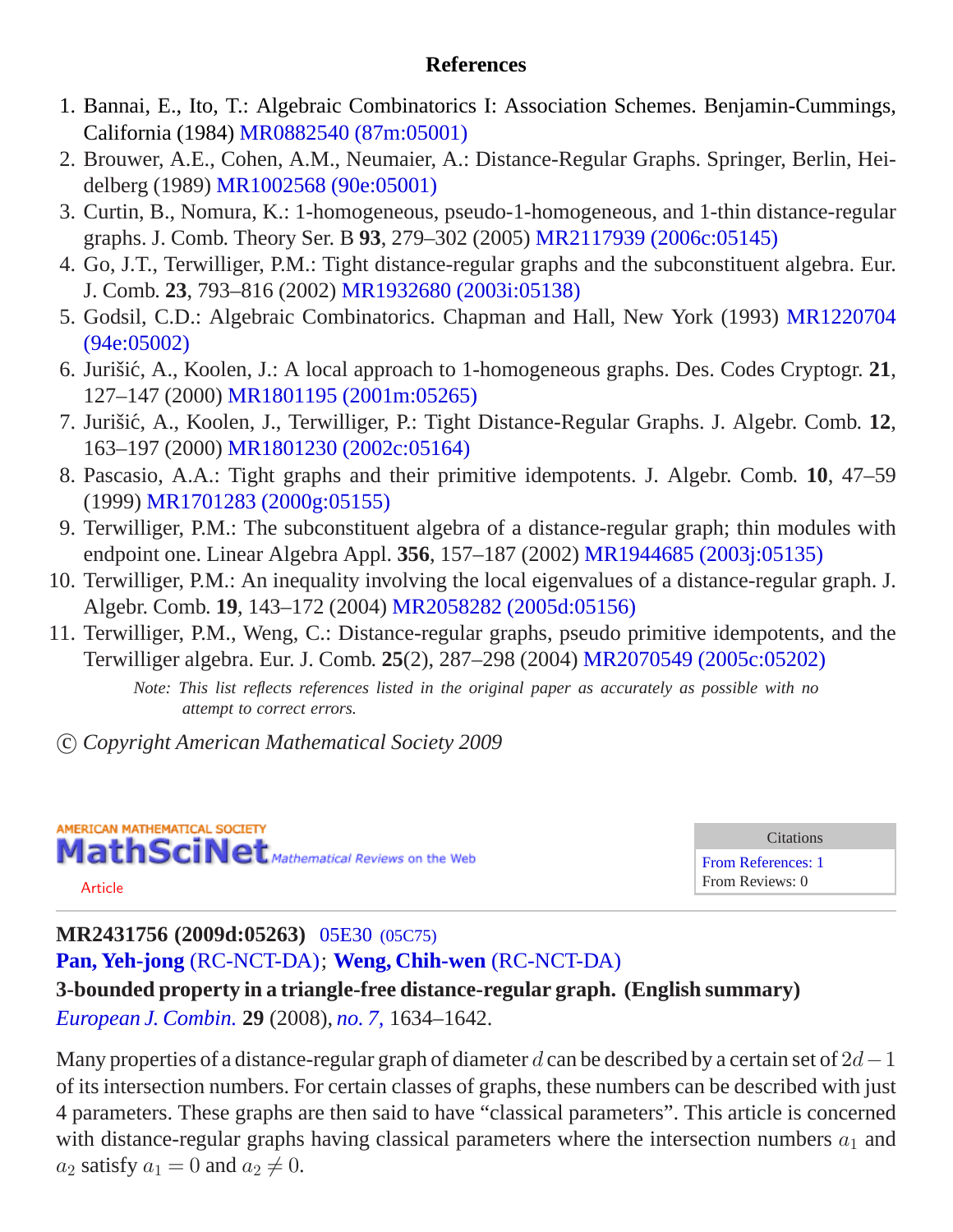## References

1. Bannai, E., Ito, T.: Algebraic Combinatorics I: Association Schemes. Benjamin-Cummings, California (1984) MR0882540 (87m:05001)
2. Brouwer, A.E., Cohen, A.M., Neumaier, A.: Distance-Regular Graphs. Springer, Berlin, Heidelberg (1989) MR1002568 (90e:05001)
3. Curtin, B., Nomura, K.: 1-homogeneous, pseudo-1-homogeneous, and 1-thin distance-regular graphs. J. Comb. Theory Ser. B **93**, 279–302 (2005) MR2117939 (2006c:05145)
4. Go, J.T., Terwilliger, P.M.: Tight distance-regular graphs and the subconstituent algebra. Eur. J. Comb. **23**, 793–816 (2002) MR1932680 (2003i:05138)
5. Godsil, C.D.: Algebraic Combinatorics. Chapman and Hall, New York (1993) MR1220704 (94e:05002)
6. Jurišić, A., Koolen, J.: A local approach to 1-homogeneous graphs. Des. Codes Cryptogr. **21**, 127–147 (2000) MR1801195 (2001m:05265)
7. Jurišić, A., Koolen, J., Terwilliger, P.: Tight Distance-Regular Graphs. J. Algebr. Comb. **12**, 163–197 (2000) MR1801230 (2002c:05164)
8. Pascasio, A.A.: Tight graphs and their primitive idempotents. J. Algebr. Comb. **10**, 47–59 (1999) MR1701283 (2000g:05155)
9. Terwilliger, P.M.: The subconstituent algebra of a distance-regular graph; thin modules with endpoint one. Linear Algebra Appl. **356**, 157–187 (2002) MR1944685 (2003j:05135)
10. Terwilliger, P.M.: An inequality involving the local eigenvalues of a distance-regular graph. J. Algebr. Comb. **19**, 143–172 (2004) MR2058282 (2005d:05156)
11. Terwilliger, P.M., Weng, C.: Distance-regular graphs, pseudo primitive idempotents, and the Terwilliger algebra. Eur. J. Comb. **25**(2), 287–298 (2004) MR2070549 (2005c:05202)

*Note: This list reflects references listed in the original paper as accurately as possible with no attempt to correct errors.*

© *Copyright American Mathematical Society 2009*

AMERICAN MATHEMATICAL SOCIETY
MathSciNet *Mathematical Reviews on the Web*
Article

| Citations |
| --- |
| From References: 1 |
| From Reviews: 0 |

**MR2431756 (2009d:05263)** 05E30 (05C75)
**Pan, Yeh-jong** (RC-NCT-DA); **Weng, Chih-wen** (RC-NCT-DA)
**3-bounded property in a triangle-free distance-regular graph. (English summary)**
*European J. Combin.* **29** (2008), *no. 7,* 1634–1642.

Many properties of a distance-regular graph of diameter $d$ can be described by a certain set of $2d-1$ of its intersection numbers. For certain classes of graphs, these numbers can be described with just 4 parameters. These graphs are then said to have "classical parameters". This article is concerned with distance-regular graphs having classical parameters where the intersection numbers $a_1$ and $a_2$ satisfy $a_1 = 0$ and $a_2 \neq 0$.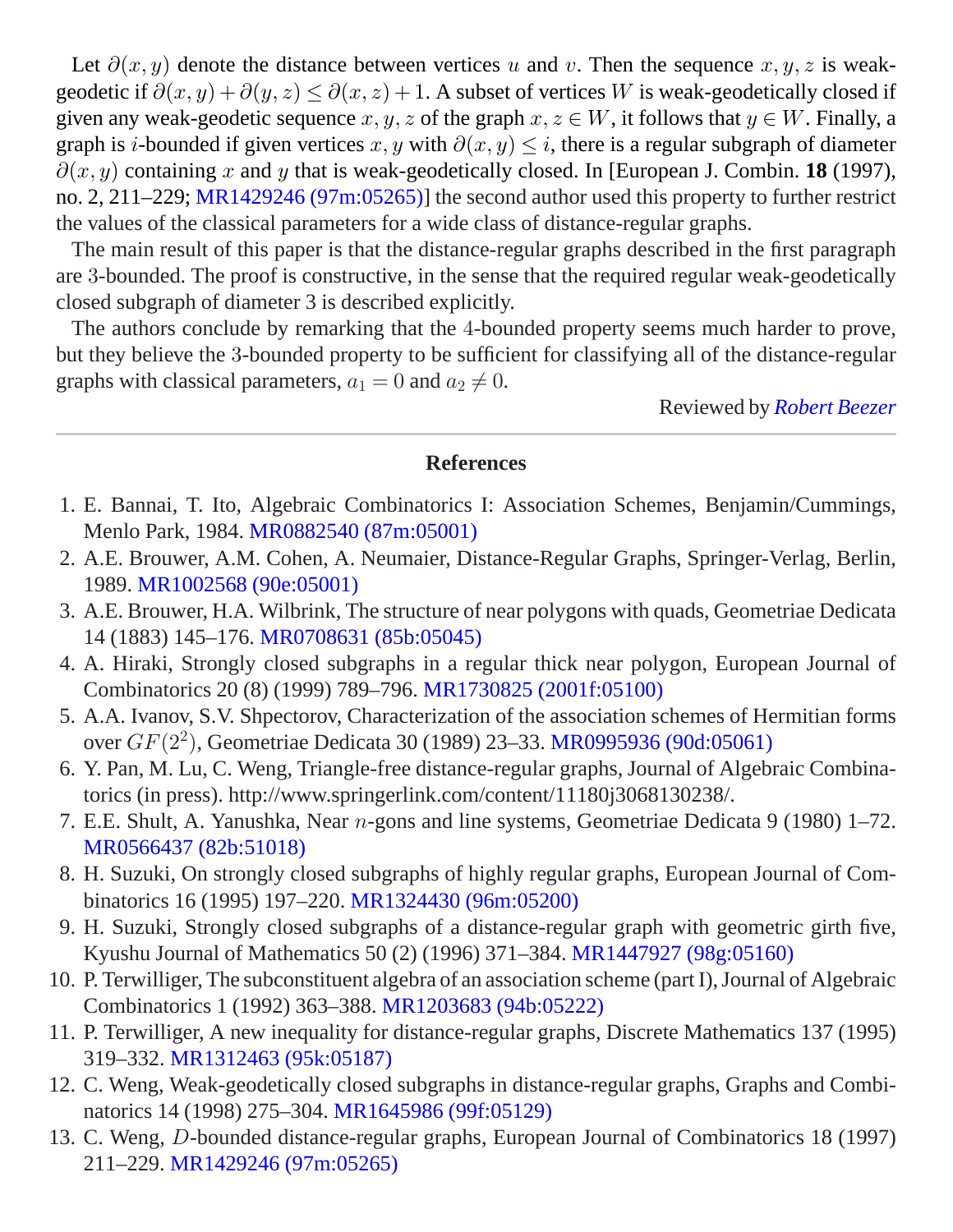Let $\partial(x, y)$ denote the distance between vertices $u$ and $v$. Then the sequence $x, y, z$ is weak-geodetic if $\partial(x, y) + \partial(y, z) \leq \partial(x, z) + 1$. A subset of vertices $W$ is weak-geodetically closed if given any weak-geodetic sequence $x, y, z$ of the graph $x, z \in W$, it follows that $y \in W$. Finally, a graph is $i$-bounded if given vertices $x, y$ with $\partial(x, y) \leq i$, there is a regular subgraph of diameter $\partial(x, y)$ containing $x$ and $y$ that is weak-geodetically closed. In [European J. Combin. **18** (1997), no. 2, 211–229; MR1429246 (97m:05265)] the second author used this property to further restrict the values of the classical parameters for a wide class of distance-regular graphs.

The main result of this paper is that the distance-regular graphs described in the first paragraph are 3-bounded. The proof is constructive, in the sense that the required regular weak-geodetically closed subgraph of diameter 3 is described explicitly.

The authors conclude by remarking that the 4-bounded property seems much harder to prove, but they believe the 3-bounded property to be sufficient for classifying all of the distance-regular graphs with classical parameters, $a_1 = 0$ and $a_2 \neq 0$.

Reviewed by *Robert Beezer*

## References

1. E. Bannai, T. Ito, Algebraic Combinatorics I: Association Schemes, Benjamin/Cummings, Menlo Park, 1984. MR0882540 (87m:05001)
2. A.E. Brouwer, A.M. Cohen, A. Neumaier, Distance-Regular Graphs, Springer-Verlag, Berlin, 1989. MR1002568 (90e:05001)
3. A.E. Brouwer, H.A. Wilbrink, The structure of near polygons with quads, Geometriae Dedicata 14 (1883) 145–176. MR0708631 (85b:05045)
4. A. Hiraki, Strongly closed subgraphs in a regular thick near polygon, European Journal of Combinatorics 20 (8) (1999) 789–796. MR1730825 (2001f:05100)
5. A.A. Ivanov, S.V. Shpectorov, Characterization of the association schemes of Hermitian forms over $GF(2^2)$, Geometriae Dedicata 30 (1989) 23–33. MR0995936 (90d:05061)
6. Y. Pan, M. Lu, C. Weng, Triangle-free distance-regular graphs, Journal of Algebraic Combinatorics (in press). http://www.springerlink.com/content/11180j3068130238/.
7. E.E. Shult, A. Yanushka, Near $n$-gons and line systems, Geometriae Dedicata 9 (1980) 1–72. MR0566437 (82b:51018)
8. H. Suzuki, On strongly closed subgraphs of highly regular graphs, European Journal of Combinatorics 16 (1995) 197–220. MR1324430 (96m:05200)
9. H. Suzuki, Strongly closed subgraphs of a distance-regular graph with geometric girth five, Kyushu Journal of Mathematics 50 (2) (1996) 371–384. MR1447927 (98g:05160)
10. P. Terwilliger, The subconstituent algebra of an association scheme (part I), Journal of Algebraic Combinatorics 1 (1992) 363–388. MR1203683 (94b:05222)
11. P. Terwilliger, A new inequality for distance-regular graphs, Discrete Mathematics 137 (1995) 319–332. MR1312463 (95k:05187)
12. C. Weng, Weak-geodetically closed subgraphs in distance-regular graphs, Graphs and Combinatorics 14 (1998) 275–304. MR1645986 (99f:05129)
13. C. Weng, $D$-bounded distance-regular graphs, European Journal of Combinatorics 18 (1997) 211–229. MR1429246 (97m:05265)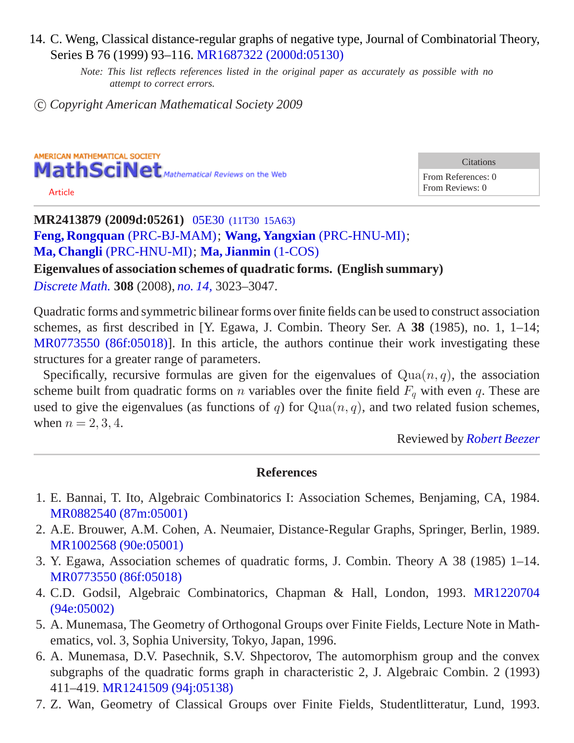14. C. Weng, Classical distance-regular graphs of negative type, Journal of Combinatorial Theory, Series B 76 (1999) 93–116. MR1687322 (2000d:05130)

*Note: This list reflects references listed in the original paper as accurately as possible with no attempt to correct errors.*

© *Copyright American Mathematical Society 2009*

AMERICAN MATHEMATICAL SOCIETY
MathSciNet *Mathematical Reviews on the Web*

Article

| Citations |
|---|
| From References: 0 |
| From Reviews: 0 |

**MR2413879 (2009d:05261)** 05E30 (11T30 15A63)

**Feng, Rongquan** (PRC-BJ-MAM); **Wang, Yangxian** (PRC-HNU-MI); **Ma, Changli** (PRC-HNU-MI); **Ma, Jianmin** (1-COS)

**Eigenvalues of association schemes of quadratic forms. (English summary)**

*Discrete Math.* **308** (2008), *no. 14,* 3023–3047.

Quadratic forms and symmetric bilinear forms over finite fields can be used to construct association schemes, as first described in [Y. Egawa, J. Combin. Theory Ser. A **38** (1985), no. 1, 1–14; MR0773550 (86f:05018)]. In this article, the authors continue their work investigating these structures for a greater range of parameters.

Specifically, recursive formulas are given for the eigenvalues of $\mathrm{Qua}(n, q)$, the association scheme built from quadratic forms on $n$ variables over the finite field $F_q$ with even $q$. These are used to give the eigenvalues (as functions of $q$) for $\mathrm{Qua}(n, q)$, and two related fusion schemes, when $n = 2, 3, 4$.

Reviewed by *Robert Beezer*

## References

1. E. Bannai, T. Ito, Algebraic Combinatorics I: Association Schemes, Benjaming, CA, 1984. MR0882540 (87m:05001)
2. A.E. Brouwer, A.M. Cohen, A. Neumaier, Distance-Regular Graphs, Springer, Berlin, 1989. MR1002568 (90e:05001)
3. Y. Egawa, Association schemes of quadratic forms, J. Combin. Theory A 38 (1985) 1–14. MR0773550 (86f:05018)
4. C.D. Godsil, Algebraic Combinatorics, Chapman & Hall, London, 1993. MR1220704 (94e:05002)
5. A. Munemasa, The Geometry of Orthogonal Groups over Finite Fields, Lecture Note in Mathematics, vol. 3, Sophia University, Tokyo, Japan, 1996.
6. A. Munemasa, D.V. Pasechnik, S.V. Shpectorov, The automorphism group and the convex subgraphs of the quadratic forms graph in characteristic 2, J. Algebraic Combin. 2 (1993) 411–419. MR1241509 (94j:05138)
7. Z. Wan, Geometry of Classical Groups over Finite Fields, Studentlitteratur, Lund, 1993.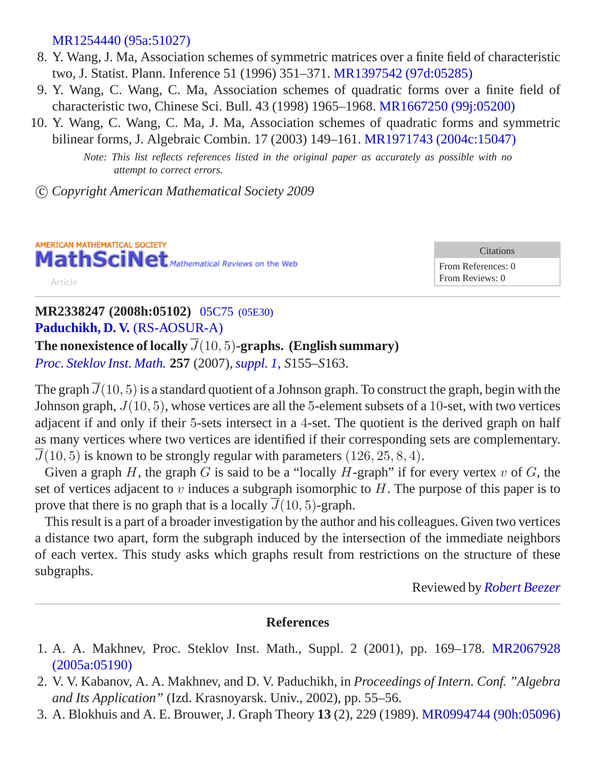MR1254440 (95a:51027)

8. Y. Wang, J. Ma, Association schemes of symmetric matrices over a finite field of characteristic two, J. Statist. Plann. Inference 51 (1996) 351–371. MR1397542 (97d:05285)
9. Y. Wang, C. Wang, C. Ma, Association schemes of quadratic forms over a finite field of characteristic two, Chinese Sci. Bull. 43 (1998) 1965–1968. MR1667250 (99j:05200)
10. Y. Wang, C. Wang, C. Ma, J. Ma, Association schemes of quadratic forms and symmetric bilinear forms, J. Algebraic Combin. 17 (2003) 149–161. MR1971743 (2004c:15047)

*Note: This list reflects references listed in the original paper as accurately as possible with no attempt to correct errors.*

© *Copyright American Mathematical Society 2009*

AMERICAN MATHEMATICAL SOCIETY **MathSciNet** *Mathematical Reviews on the Web*

Article

| Citations |
|---|
| From References: 0 |
| From Reviews: 0 |

**MR2338247 (2008h:05102)** 05C75 (05E30)

**Paduchikh, D. V.** (RS-AOSUR-A)

**The nonexistence of locally $\overline{J}(10,5)$-graphs. (English summary)**

*Proc. Steklov Inst. Math.* **257** (2007), *suppl. 1*, *S*155–*S*163.

The graph $\overline{J}(10,5)$ is a standard quotient of a Johnson graph. To construct the graph, begin with the Johnson graph, $J(10,5)$, whose vertices are all the 5-element subsets of a 10-set, with two vertices adjacent if and only if their 5-sets intersect in a 4-set. The quotient is the derived graph on half as many vertices where two vertices are identified if their corresponding sets are complementary. $\overline{J}(10,5)$ is known to be strongly regular with parameters $(126,25,8,4)$.

Given a graph $H$, the graph $G$ is said to be a "locally $H$-graph" if for every vertex $v$ of $G$, the set of vertices adjacent to $v$ induces a subgraph isomorphic to $H$. The purpose of this paper is to prove that there is no graph that is a locally $\overline{J}(10,5)$-graph.

This result is a part of a broader investigation by the author and his colleagues. Given two vertices a distance two apart, form the subgraph induced by the intersection of the immediate neighbors of each vertex. This study asks which graphs result from restrictions on the structure of these subgraphs.

Reviewed by *Robert Beezer*

## References

1. A. A. Makhnev, Proc. Steklov Inst. Math., Suppl. 2 (2001), pp. 169–178. MR2067928 (2005a:05190)
2. V. V. Kabanov, A. A. Makhnev, and D. V. Paduchikh, in *Proceedings of Intern. Conf. "Algebra and Its Application"* (Izd. Krasnoyarsk. Univ., 2002), pp. 55–56.
3. A. Blokhuis and A. E. Brouwer, J. Graph Theory **13** (2), 229 (1989). MR0994744 (90h:05096)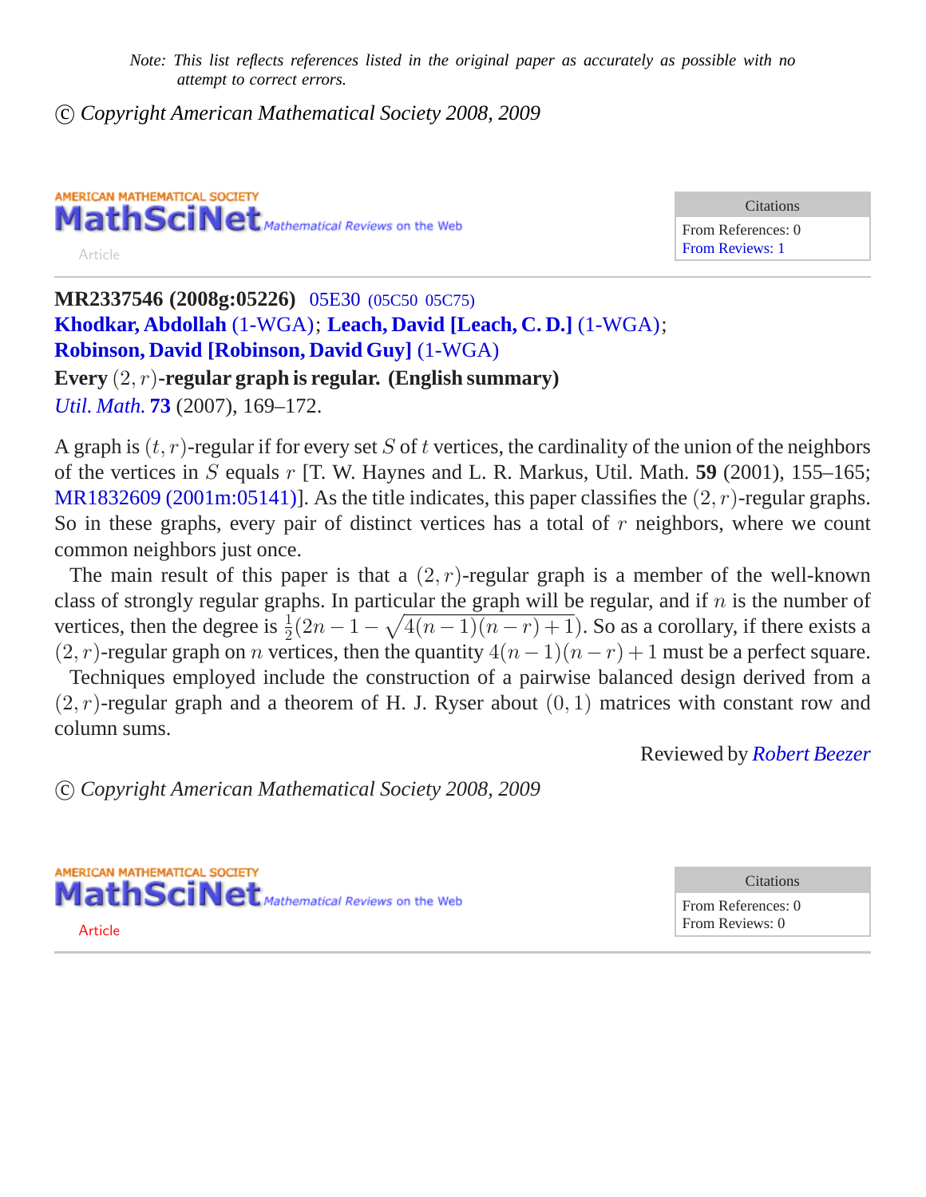*Note: This list reflects references listed in the original paper as accurately as possible with no attempt to correct errors.*

© *Copyright American Mathematical Society 2008, 2009*

AMERICAN MATHEMATICAL SOCIETY
**MathSciNet** *Mathematical Reviews on the Web*

Article

| Citations |
| --- |
| From References: 0 |
| From Reviews: 1 |

**MR2337546 (2008g:05226)** 05E30 (05C50 05C75)
**Khodkar, Abdollah** (1-WGA); **Leach, David [Leach, C. D.]** (1-WGA);
**Robinson, David [Robinson, David Guy]** (1-WGA)

**Every $(2, r)$-regular graph is regular. (English summary)**

*Util. Math.* **73** (2007), 169–172.

A graph is $(t, r)$-regular if for every set $S$ of $t$ vertices, the cardinality of the union of the neighbors of the vertices in $S$ equals $r$ [T. W. Haynes and L. R. Markus, Util. Math. **59** (2001), 155–165; MR1832609 (2001m:05141)]. As the title indicates, this paper classifies the $(2, r)$-regular graphs. So in these graphs, every pair of distinct vertices has a total of $r$ neighbors, where we count common neighbors just once.

The main result of this paper is that a $(2, r)$-regular graph is a member of the well-known class of strongly regular graphs. In particular the graph will be regular, and if $n$ is the number of vertices, then the degree is $\frac{1}{2}(2n - 1 - \sqrt{4(n-1)(n-r)+1})$. So as a corollary, if there exists a $(2, r)$-regular graph on $n$ vertices, then the quantity $4(n-1)(n-r)+1$ must be a perfect square.

Techniques employed include the construction of a pairwise balanced design derived from a $(2, r)$-regular graph and a theorem of H. J. Ryser about $(0, 1)$ matrices with constant row and column sums.

Reviewed by *Robert Beezer*

© *Copyright American Mathematical Society 2008, 2009*

AMERICAN MATHEMATICAL SOCIETY
**MathSciNet** *Mathematical Reviews on the Web*

Article

| Citations |
| --- |
| From References: 0 |
| From Reviews: 0 |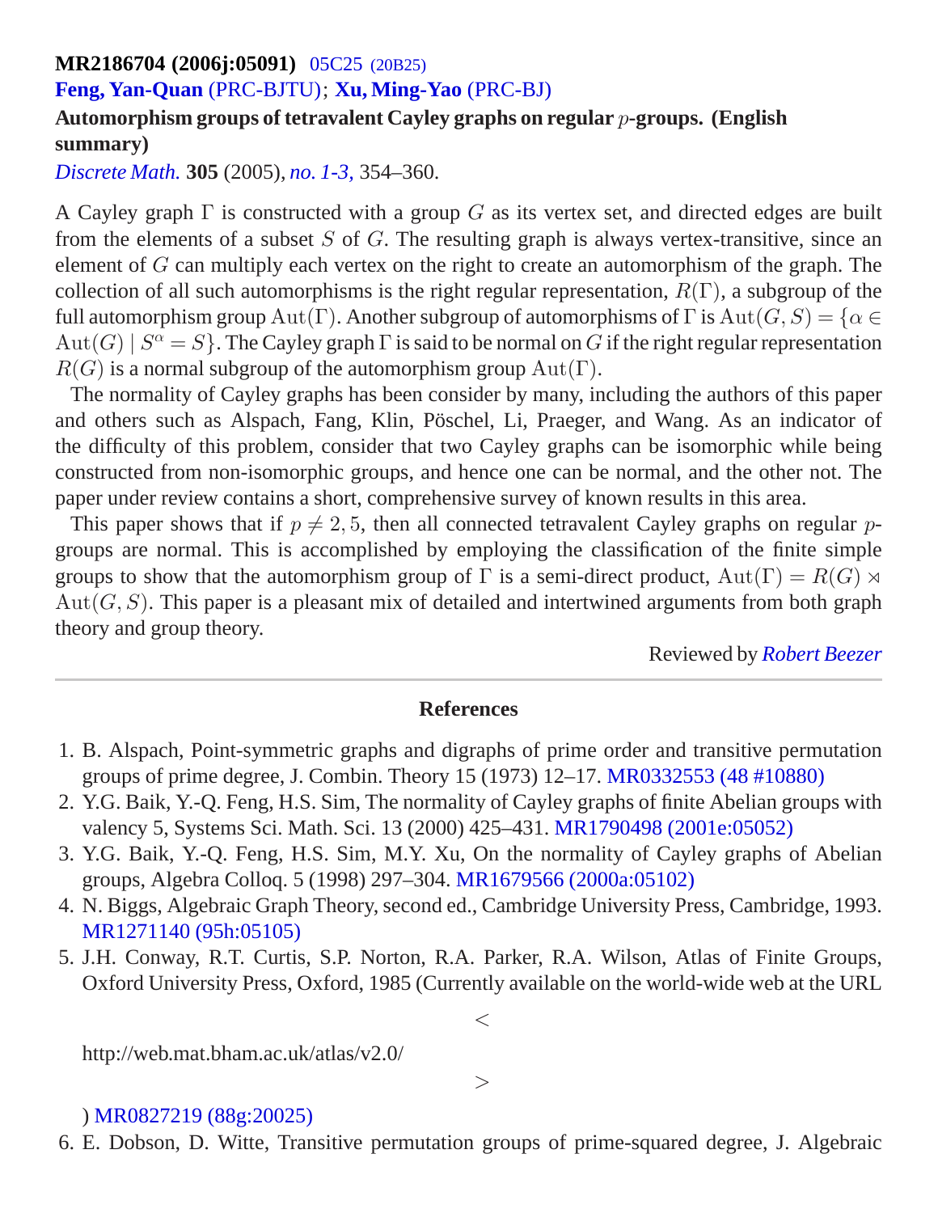**MR2186704 (2006j:05091)** 05C25 (20B25)

**Feng, Yan-Quan** (PRC-BJTU); **Xu, Ming-Yao** (PRC-BJ)

**Automorphism groups of tetravalent Cayley graphs on regular $p$-groups. (English summary)**

*Discrete Math.* **305** (2005), *no. 1-3,* 354–360.

A Cayley graph $\Gamma$ is constructed with a group $G$ as its vertex set, and directed edges are built from the elements of a subset $S$ of $G$. The resulting graph is always vertex-transitive, since an element of $G$ can multiply each vertex on the right to create an automorphism of the graph. The collection of all such automorphisms is the right regular representation, $R(\Gamma)$, a subgroup of the full automorphism group $\mathrm{Aut}(\Gamma)$. Another subgroup of automorphisms of $\Gamma$ is $\mathrm{Aut}(G,S) = \{\alpha \in \mathrm{Aut}(G) \mid S^\alpha = S\}$. The Cayley graph $\Gamma$ is said to be normal on $G$ if the right regular representation $R(G)$ is a normal subgroup of the automorphism group $\mathrm{Aut}(\Gamma)$.

The normality of Cayley graphs has been consider by many, including the authors of this paper and others such as Alspach, Fang, Klin, Pöschel, Li, Praeger, and Wang. As an indicator of the difficulty of this problem, consider that two Cayley graphs can be isomorphic while being constructed from non-isomorphic groups, and hence one can be normal, and the other not. The paper under review contains a short, comprehensive survey of known results in this area.

This paper shows that if $p \neq 2, 5$, then all connected tetravalent Cayley graphs on regular $p$-groups are normal. This is accomplished by employing the classification of the finite simple groups to show that the automorphism group of $\Gamma$ is a semi-direct product, $\mathrm{Aut}(\Gamma) = R(G) \rtimes \mathrm{Aut}(G,S)$. This paper is a pleasant mix of detailed and intertwined arguments from both graph theory and group theory.

Reviewed by *Robert Beezer*

## References

1. B. Alspach, Point-symmetric graphs and digraphs of prime order and transitive permutation groups of prime degree, J. Combin. Theory 15 (1973) 12–17. MR0332553 (48 #10880)
2. Y.G. Baik, Y.-Q. Feng, H.S. Sim, The normality of Cayley graphs of finite Abelian groups with valency 5, Systems Sci. Math. Sci. 13 (2000) 425–431. MR1790498 (2001e:05052)
3. Y.G. Baik, Y.-Q. Feng, H.S. Sim, M.Y. Xu, On the normality of Cayley graphs of Abelian groups, Algebra Colloq. 5 (1998) 297–304. MR1679566 (2000a:05102)
4. N. Biggs, Algebraic Graph Theory, second ed., Cambridge University Press, Cambridge, 1993. MR1271140 (95h:05105)
5. J.H. Conway, R.T. Curtis, S.P. Norton, R.A. Parker, R.A. Wilson, Atlas of Finite Groups, Oxford University Press, Oxford, 1985 (Currently available on the world-wide web at the URL $<$ http://web.mat.bham.ac.uk/atlas/v2.0/ $>$) MR0827219 (88g:20025)
6. E. Dobson, D. Witte, Transitive permutation groups of prime-squared degree, J. Algebraic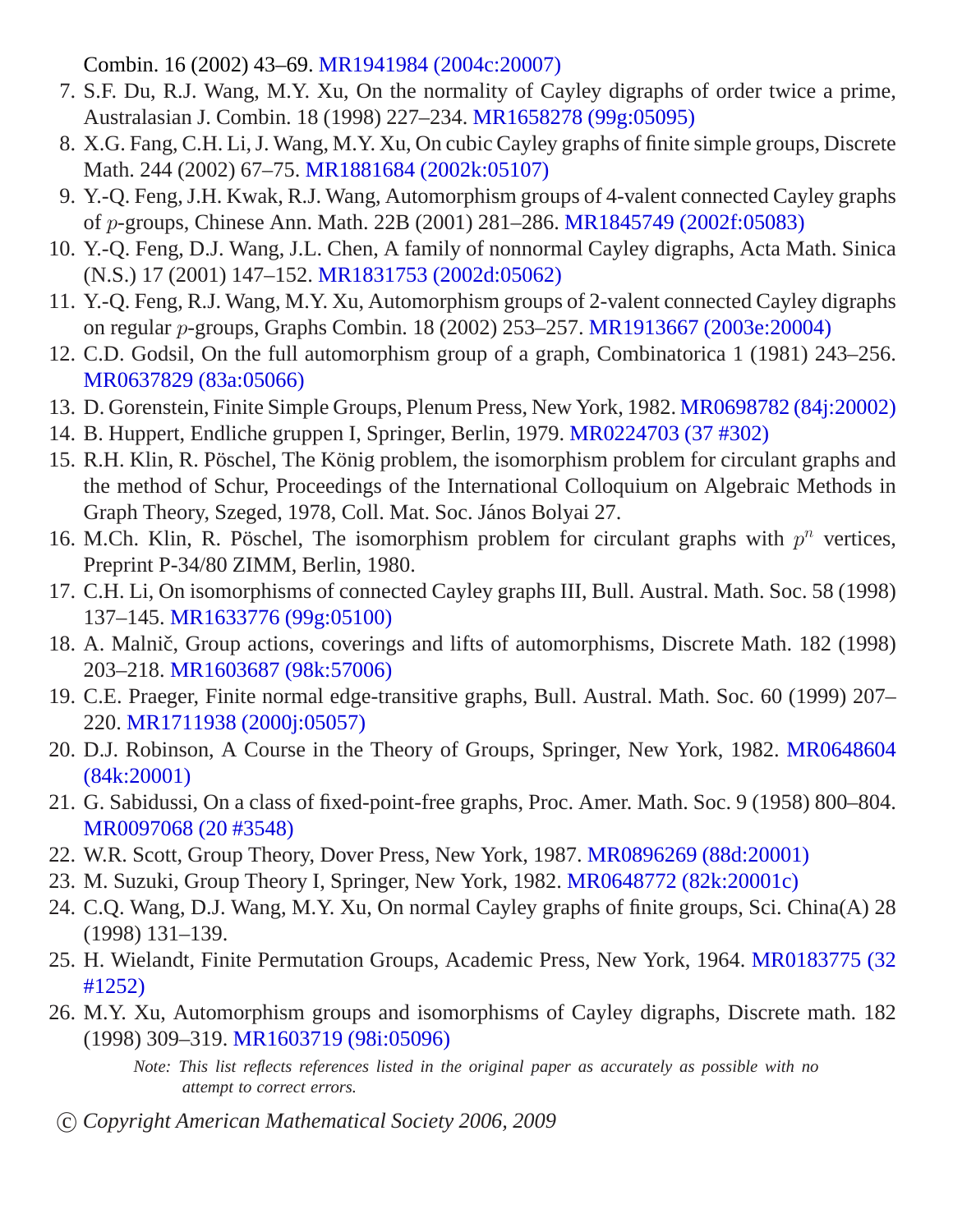Combin. 16 (2002) 43–69. MR1941984 (2004c:20007)

7. S.F. Du, R.J. Wang, M.Y. Xu, On the normality of Cayley digraphs of order twice a prime, Australasian J. Combin. 18 (1998) 227–234. MR1658278 (99g:05095)
8. X.G. Fang, C.H. Li, J. Wang, M.Y. Xu, On cubic Cayley graphs of finite simple groups, Discrete Math. 244 (2002) 67–75. MR1881684 (2002k:05107)
9. Y.-Q. Feng, J.H. Kwak, R.J. Wang, Automorphism groups of 4-valent connected Cayley graphs of $p$-groups, Chinese Ann. Math. 22B (2001) 281–286. MR1845749 (2002f:05083)
10. Y.-Q. Feng, D.J. Wang, J.L. Chen, A family of nonnormal Cayley digraphs, Acta Math. Sinica (N.S.) 17 (2001) 147–152. MR1831753 (2002d:05062)
11. Y.-Q. Feng, R.J. Wang, M.Y. Xu, Automorphism groups of 2-valent connected Cayley digraphs on regular $p$-groups, Graphs Combin. 18 (2002) 253–257. MR1913667 (2003e:20004)
12. C.D. Godsil, On the full automorphism group of a graph, Combinatorica 1 (1981) 243–256. MR0637829 (83a:05066)
13. D. Gorenstein, Finite Simple Groups, Plenum Press, New York, 1982. MR0698782 (84j:20002)
14. B. Huppert, Endliche gruppen I, Springer, Berlin, 1979. MR0224703 (37 #302)
15. R.H. Klin, R. Pöschel, The König problem, the isomorphism problem for circulant graphs and the method of Schur, Proceedings of the International Colloquium on Algebraic Methods in Graph Theory, Szeged, 1978, Coll. Mat. Soc. János Bolyai 27.
16. M.Ch. Klin, R. Pöschel, The isomorphism problem for circulant graphs with $p^n$ vertices, Preprint P-34/80 ZIMM, Berlin, 1980.
17. C.H. Li, On isomorphisms of connected Cayley graphs III, Bull. Austral. Math. Soc. 58 (1998) 137–145. MR1633776 (99g:05100)
18. A. Malnič, Group actions, coverings and lifts of automorphisms, Discrete Math. 182 (1998) 203–218. MR1603687 (98k:57006)
19. C.E. Praeger, Finite normal edge-transitive graphs, Bull. Austral. Math. Soc. 60 (1999) 207–220. MR1711938 (2000j:05057)
20. D.J. Robinson, A Course in the Theory of Groups, Springer, New York, 1982. MR0648604 (84k:20001)
21. G. Sabidussi, On a class of fixed-point-free graphs, Proc. Amer. Math. Soc. 9 (1958) 800–804. MR0097068 (20 #3548)
22. W.R. Scott, Group Theory, Dover Press, New York, 1987. MR0896269 (88d:20001)
23. M. Suzuki, Group Theory I, Springer, New York, 1982. MR0648772 (82k:20001c)
24. C.Q. Wang, D.J. Wang, M.Y. Xu, On normal Cayley graphs of finite groups, Sci. China(A) 28 (1998) 131–139.
25. H. Wielandt, Finite Permutation Groups, Academic Press, New York, 1964. MR0183775 (32 #1252)
26. M.Y. Xu, Automorphism groups and isomorphisms of Cayley digraphs, Discrete math. 182 (1998) 309–319. MR1603719 (98i:05096)

*Note: This list reflects references listed in the original paper as accurately as possible with no attempt to correct errors.*

© *Copyright American Mathematical Society 2006, 2009*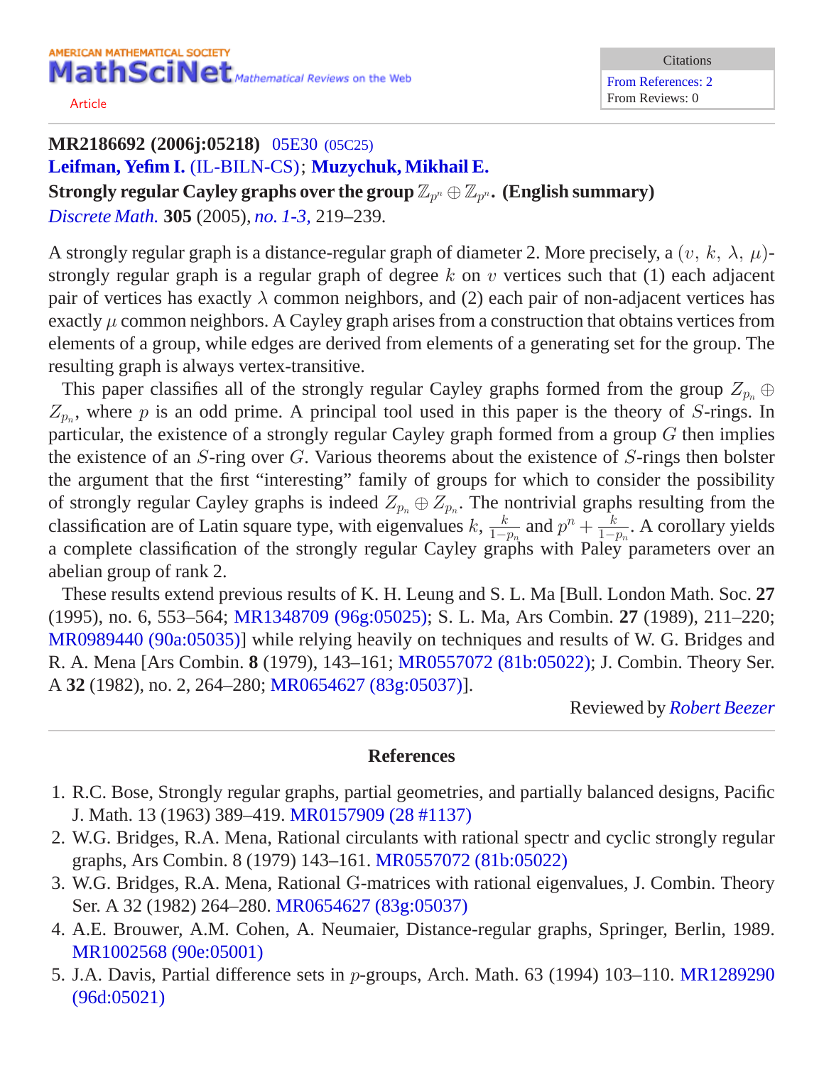AMERICAN MATHEMATICAL SOCIETY
**MathSciNet** Mathematical Reviews on the Web

Article

| Citations |
| --- |
| From References: 2 |
| From Reviews: 0 |

---

**MR2186692 (2006j:05218)** 05E30 (05C25)
**Leifman, Yefim I.** (IL-BILN-CS); **Muzychuk, Mikhail E.**
**Strongly regular Cayley graphs over the group $\mathbb{Z}_{p^n} \oplus \mathbb{Z}_{p^n}$. (English summary)**
*Discrete Math.* **305** (2005), *no. 1-3,* 219–239.

A strongly regular graph is a distance-regular graph of diameter 2. More precisely, a $(v,\, k,\, \lambda,\, \mu)$-strongly regular graph is a regular graph of degree $k$ on $v$ vertices such that (1) each adjacent pair of vertices has exactly $\lambda$ common neighbors, and (2) each pair of non-adjacent vertices has exactly $\mu$ common neighbors. A Cayley graph arises from a construction that obtains vertices from elements of a group, while edges are derived from elements of a generating set for the group. The resulting graph is always vertex-transitive.

This paper classifies all of the strongly regular Cayley graphs formed from the group $Z_{p_n} \oplus Z_{p_n}$, where $p$ is an odd prime. A principal tool used in this paper is the theory of $S$-rings. In particular, the existence of a strongly regular Cayley graph formed from a group $G$ then implies the existence of an $S$-ring over $G$. Various theorems about the existence of $S$-rings then bolster the argument that the first "interesting" family of groups for which to consider the possibility of strongly regular Cayley graphs is indeed $Z_{p_n} \oplus Z_{p_n}$. The nontrivial graphs resulting from the classification are of Latin square type, with eigenvalues $k$, $\frac{k}{1-p_n}$ and $p^n + \frac{k}{1-p_n}$. A corollary yields a complete classification of the strongly regular Cayley graphs with Paley parameters over an abelian group of rank 2.

These results extend previous results of K. H. Leung and S. L. Ma [Bull. London Math. Soc. **27** (1995), no. 6, 553–564; MR1348709 (96g:05025); S. L. Ma, Ars Combin. **27** (1989), 211–220; MR0989440 (90a:05035)] while relying heavily on techniques and results of W. G. Bridges and R. A. Mena [Ars Combin. **8** (1979), 143–161; MR0557072 (81b:05022); J. Combin. Theory Ser. A **32** (1982), no. 2, 264–280; MR0654627 (83g:05037)].

Reviewed by *Robert Beezer*

---

## References

1. R.C. Bose, Strongly regular graphs, partial geometries, and partially balanced designs, Pacific J. Math. 13 (1963) 389–419. MR0157909 (28 #1137)
2. W.G. Bridges, R.A. Mena, Rational circulants with rational spectr and cyclic strongly regular graphs, Ars Combin. 8 (1979) 143–161. MR0557072 (81b:05022)
3. W.G. Bridges, R.A. Mena, Rational G-matrices with rational eigenvalues, J. Combin. Theory Ser. A 32 (1982) 264–280. MR0654627 (83g:05037)
4. A.E. Brouwer, A.M. Cohen, A. Neumaier, Distance-regular graphs, Springer, Berlin, 1989. MR1002568 (90e:05001)
5. J.A. Davis, Partial difference sets in $p$-groups, Arch. Math. 63 (1994) 103–110. MR1289290 (96d:05021)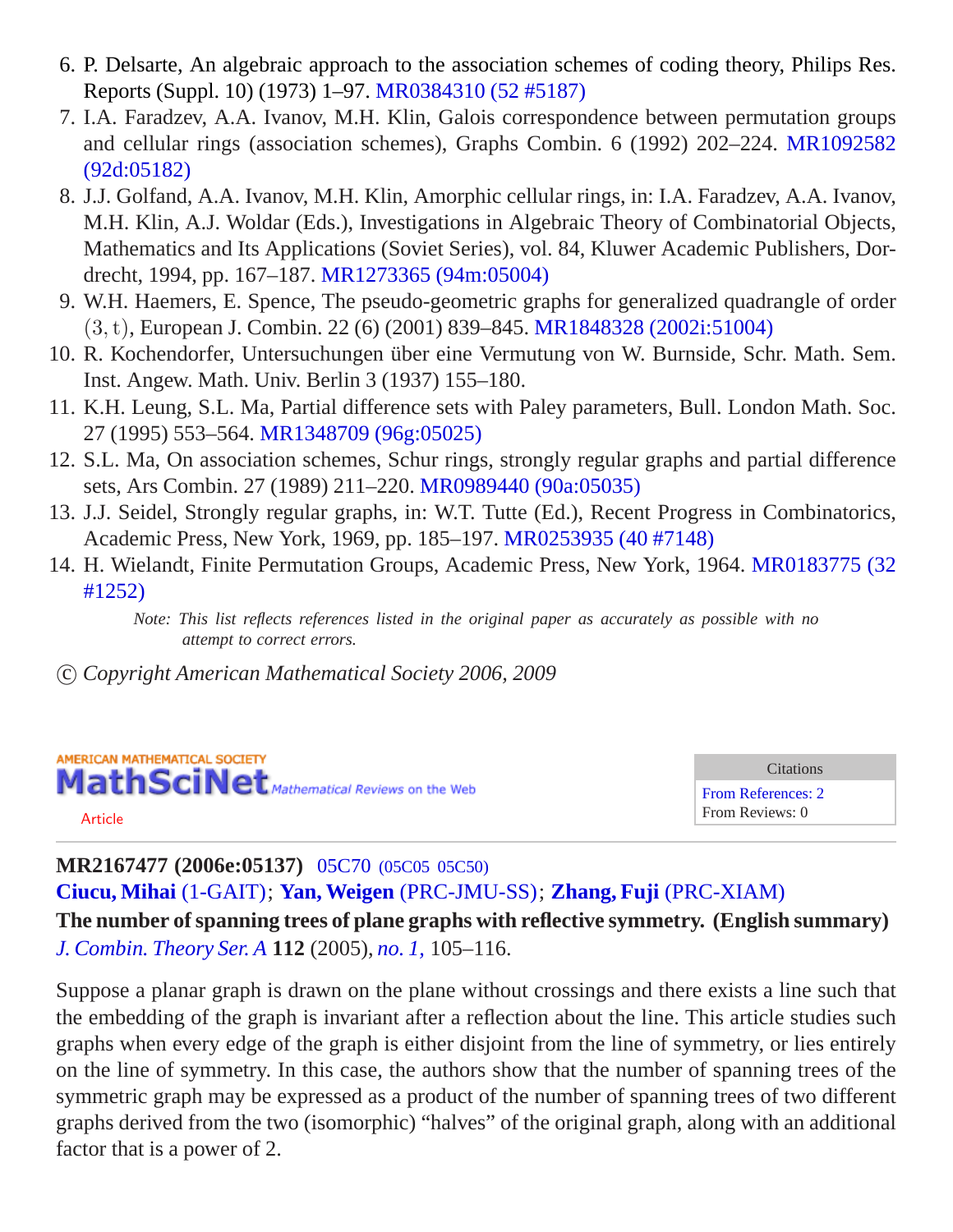6. P. Delsarte, An algebraic approach to the association schemes of coding theory, Philips Res. Reports (Suppl. 10) (1973) 1–97. MR0384310 (52 #5187)
7. I.A. Faradzev, A.A. Ivanov, M.H. Klin, Galois correspondence between permutation groups and cellular rings (association schemes), Graphs Combin. 6 (1992) 202–224. MR1092582 (92d:05182)
8. J.J. Golfand, A.A. Ivanov, M.H. Klin, Amorphic cellular rings, in: I.A. Faradzev, A.A. Ivanov, M.H. Klin, A.J. Woldar (Eds.), Investigations in Algebraic Theory of Combinatorial Objects, Mathematics and Its Applications (Soviet Series), vol. 84, Kluwer Academic Publishers, Dordrecht, 1994, pp. 167–187. MR1273365 (94m:05004)
9. W.H. Haemers, E. Spence, The pseudo-geometric graphs for generalized quadrangle of order $(3, t)$, European J. Combin. 22 (6) (2001) 839–845. MR1848328 (2002i:51004)
10. R. Kochendorfer, Untersuchungen über eine Vermutung von W. Burnside, Schr. Math. Sem. Inst. Angew. Math. Univ. Berlin 3 (1937) 155–180.
11. K.H. Leung, S.L. Ma, Partial difference sets with Paley parameters, Bull. London Math. Soc. 27 (1995) 553–564. MR1348709 (96g:05025)
12. S.L. Ma, On association schemes, Schur rings, strongly regular graphs and partial difference sets, Ars Combin. 27 (1989) 211–220. MR0989440 (90a:05035)
13. J.J. Seidel, Strongly regular graphs, in: W.T. Tutte (Ed.), Recent Progress in Combinatorics, Academic Press, New York, 1969, pp. 185–197. MR0253935 (40 #7148)
14. H. Wielandt, Finite Permutation Groups, Academic Press, New York, 1964. MR0183775 (32 #1252)

*Note: This list reflects references listed in the original paper as accurately as possible with no attempt to correct errors.*

© *Copyright American Mathematical Society 2006, 2009*

AMERICAN MATHEMATICAL SOCIETY
MathSciNet *Mathematical Reviews on the Web*
Article

| Citations |
| --- |
| From References: 2 |
| From Reviews: 0 |

**MR2167477 (2006e:05137)** 05C70 (05C05 05C50)
**Ciucu, Mihai** (1-GAIT); **Yan, Weigen** (PRC-JMU-SS); **Zhang, Fuji** (PRC-XIAM)
**The number of spanning trees of plane graphs with reflective symmetry. (English summary)**
*J. Combin. Theory Ser. A* **112** (2005), *no. 1,* 105–116.

Suppose a planar graph is drawn on the plane without crossings and there exists a line such that the embedding of the graph is invariant after a reflection about the line. This article studies such graphs when every edge of the graph is either disjoint from the line of symmetry, or lies entirely on the line of symmetry. In this case, the authors show that the number of spanning trees of the symmetric graph may be expressed as a product of the number of spanning trees of two different graphs derived from the two (isomorphic) "halves" of the original graph, along with an additional factor that is a power of 2.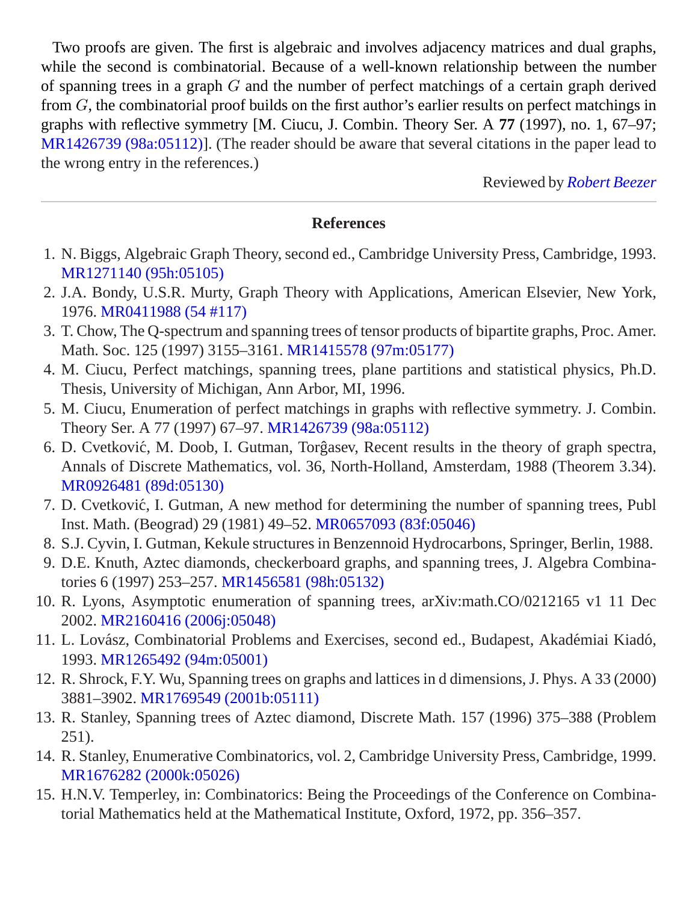Two proofs are given. The first is algebraic and involves adjacency matrices and dual graphs, while the second is combinatorial. Because of a well-known relationship between the number of spanning trees in a graph $G$ and the number of perfect matchings of a certain graph derived from $G$, the combinatorial proof builds on the first author's earlier results on perfect matchings in graphs with reflective symmetry [M. Ciucu, J. Combin. Theory Ser. A **77** (1997), no. 1, 67–97; MR1426739 (98a:05112)]. (The reader should be aware that several citations in the paper lead to the wrong entry in the references.)

Reviewed by *Robert Beezer*

---

## References

1. N. Biggs, Algebraic Graph Theory, second ed., Cambridge University Press, Cambridge, 1993. MR1271140 (95h:05105)
2. J.A. Bondy, U.S.R. Murty, Graph Theory with Applications, American Elsevier, New York, 1976. MR0411988 (54 #117)
3. T. Chow, The Q-spectrum and spanning trees of tensor products of bipartite graphs, Proc. Amer. Math. Soc. 125 (1997) 3155–3161. MR1415578 (97m:05177)
4. M. Ciucu, Perfect matchings, spanning trees, plane partitions and statistical physics, Ph.D. Thesis, University of Michigan, Ann Arbor, MI, 1996.
5. M. Ciucu, Enumeration of perfect matchings in graphs with reflective symmetry. J. Combin. Theory Ser. A 77 (1997) 67–97. MR1426739 (98a:05112)
6. D. Cvetković, M. Doob, I. Gutman, Torĝasev, Recent results in the theory of graph spectra, Annals of Discrete Mathematics, vol. 36, North-Holland, Amsterdam, 1988 (Theorem 3.34). MR0926481 (89d:05130)
7. D. Cvetković, I. Gutman, A new method for determining the number of spanning trees, Publ Inst. Math. (Beograd) 29 (1981) 49–52. MR0657093 (83f:05046)
8. S.J. Cyvin, I. Gutman, Kekule structures in Benzennoid Hydrocarbons, Springer, Berlin, 1988.
9. D.E. Knuth, Aztec diamonds, checkerboard graphs, and spanning trees, J. Algebra Combinatories 6 (1997) 253–257. MR1456581 (98h:05132)
10. R. Lyons, Asymptotic enumeration of spanning trees, arXiv:math.CO/0212165 v1 11 Dec 2002. MR2160416 (2006j:05048)
11. L. Lovász, Combinatorial Problems and Exercises, second ed., Budapest, Akadémiai Kiadó, 1993. MR1265492 (94m:05001)
12. R. Shrock, F.Y. Wu, Spanning trees on graphs and lattices in d dimensions, J. Phys. A 33 (2000) 3881–3902. MR1769549 (2001b:05111)
13. R. Stanley, Spanning trees of Aztec diamond, Discrete Math. 157 (1996) 375–388 (Problem 251).
14. R. Stanley, Enumerative Combinatorics, vol. 2, Cambridge University Press, Cambridge, 1999. MR1676282 (2000k:05026)
15. H.N.V. Temperley, in: Combinatorics: Being the Proceedings of the Conference on Combinatorial Mathematics held at the Mathematical Institute, Oxford, 1972, pp. 356–357.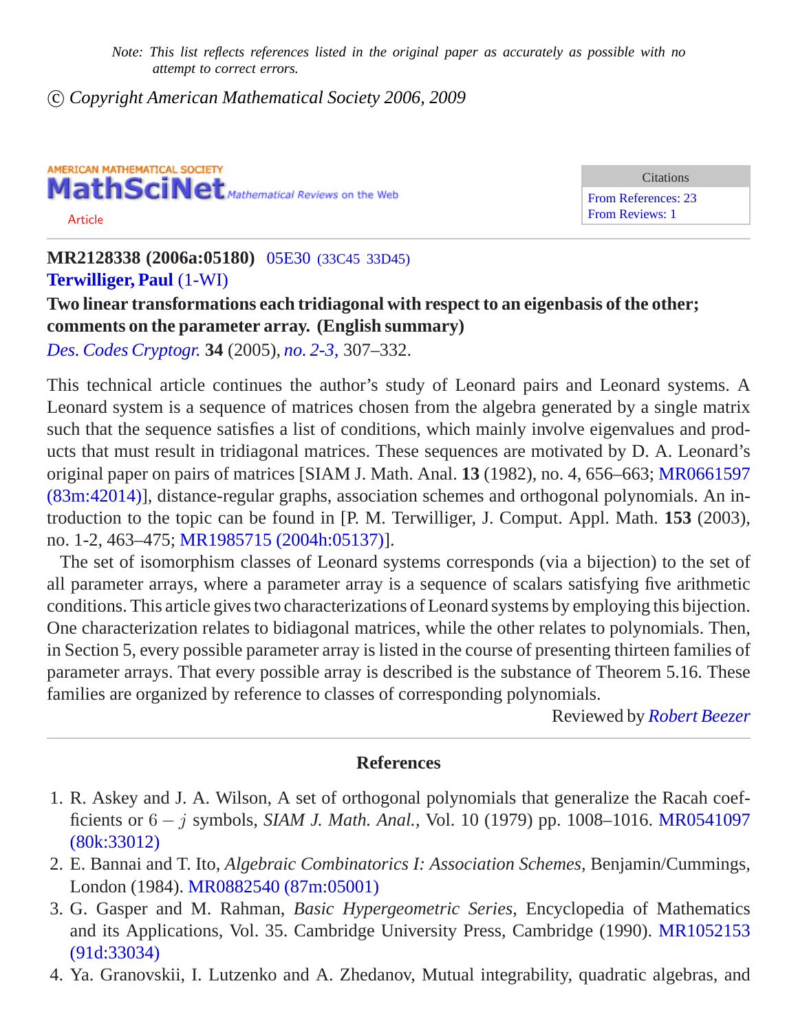*Note: This list reflects references listed in the original paper as accurately as possible with no attempt to correct errors.*

© *Copyright American Mathematical Society 2006, 2009*

AMERICAN MATHEMATICAL SOCIETY
**MathSciNet** *Mathematical Reviews on the Web*

Article

| Citations |
| --- |
| From References: 23 |
| From Reviews: 1 |

**MR2128338 (2006a:05180)** 05E30 (33C45 33D45)
**Terwilliger, Paul** (1-WI)

**Two linear transformations each tridiagonal with respect to an eigenbasis of the other; comments on the parameter array. (English summary)**

*Des. Codes Cryptogr.* **34** (2005), *no. 2-3,* 307–332.

This technical article continues the author's study of Leonard pairs and Leonard systems. A Leonard system is a sequence of matrices chosen from the algebra generated by a single matrix such that the sequence satisfies a list of conditions, which mainly involve eigenvalues and products that must result in tridiagonal matrices. These sequences are motivated by D. A. Leonard's original paper on pairs of matrices [SIAM J. Math. Anal. **13** (1982), no. 4, 656–663; MR0661597 (83m:42014)], distance-regular graphs, association schemes and orthogonal polynomials. An introduction to the topic can be found in [P. M. Terwilliger, J. Comput. Appl. Math. **153** (2003), no. 1-2, 463–475; MR1985715 (2004h:05137)].

The set of isomorphism classes of Leonard systems corresponds (via a bijection) to the set of all parameter arrays, where a parameter array is a sequence of scalars satisfying five arithmetic conditions. This article gives two characterizations of Leonard systems by employing this bijection. One characterization relates to bidiagonal matrices, while the other relates to polynomials. Then, in Section 5, every possible parameter array is listed in the course of presenting thirteen families of parameter arrays. That every possible array is described is the substance of Theorem 5.16. These families are organized by reference to classes of corresponding polynomials.

Reviewed by *Robert Beezer*

## References

1. R. Askey and J. A. Wilson, A set of orthogonal polynomials that generalize the Racah coefficients or $6-j$ symbols, *SIAM J. Math. Anal.,* Vol. 10 (1979) pp. 1008–1016. MR0541097 (80k:33012)
2. E. Bannai and T. Ito, *Algebraic Combinatorics I: Association Schemes,* Benjamin/Cummings, London (1984). MR0882540 (87m:05001)
3. G. Gasper and M. Rahman, *Basic Hypergeometric Series,* Encyclopedia of Mathematics and its Applications, Vol. 35. Cambridge University Press, Cambridge (1990). MR1052153 (91d:33034)
4. Ya. Granovskii, I. Lutzenko and A. Zhedanov, Mutual integrability, quadratic algebras, and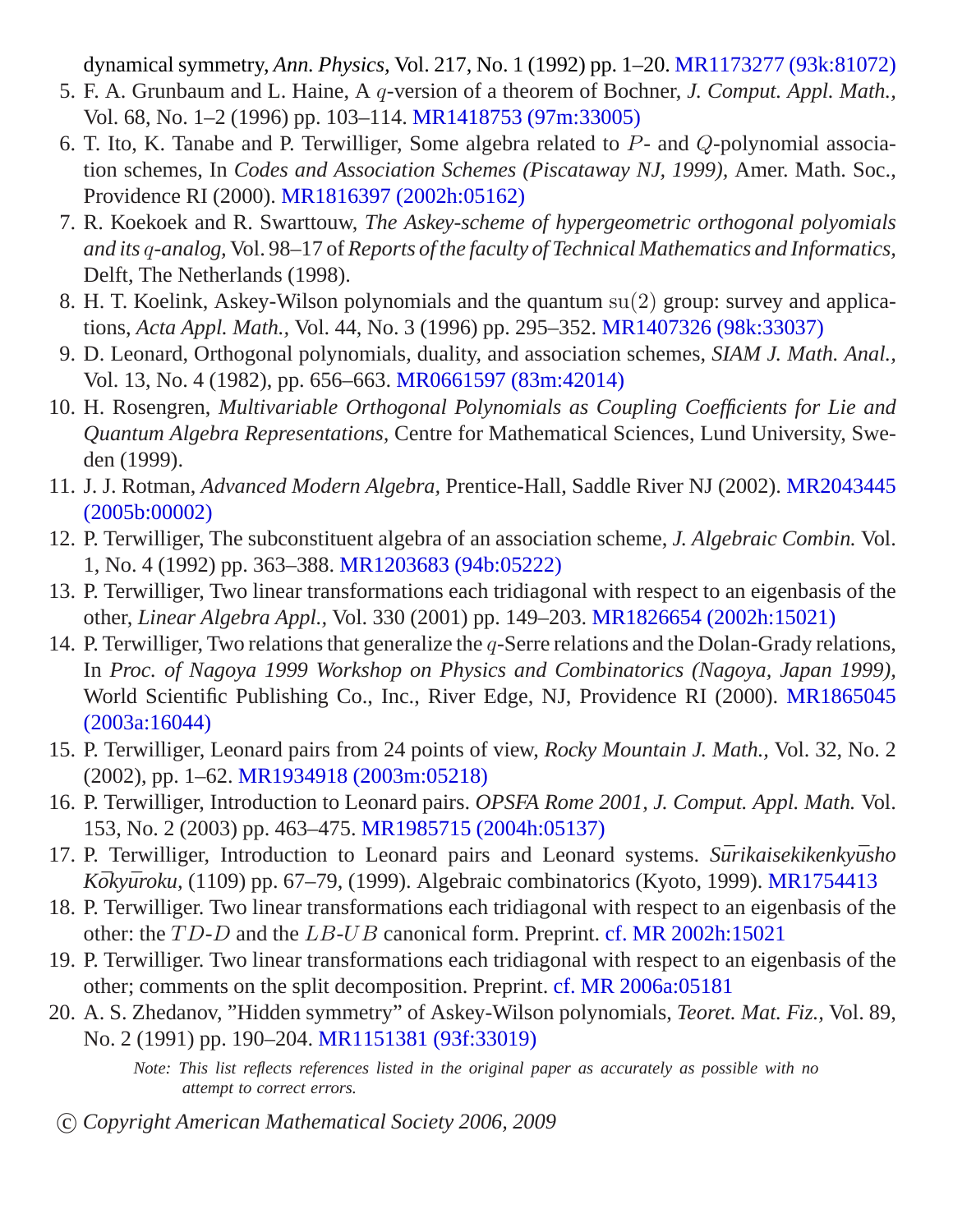dynamical symmetry, *Ann. Physics,* Vol. 217, No. 1 (1992) pp. 1–20. MR1173277 (93k:81072)

5. F. A. Grunbaum and L. Haine, A $q$-version of a theorem of Bochner, *J. Comput. Appl. Math.,* Vol. 68, No. 1–2 (1996) pp. 103–114. MR1418753 (97m:33005)
6. T. Ito, K. Tanabe and P. Terwilliger, Some algebra related to $P$- and $Q$-polynomial association schemes, In *Codes and Association Schemes (Piscataway NJ, 1999),* Amer. Math. Soc., Providence RI (2000). MR1816397 (2002h:05162)
7. R. Koekoek and R. Swarttouw, *The Askey-scheme of hypergeometric orthogonal polyomials and its $q$-analog,* Vol. 98–17 of *Reports of the faculty of Technical Mathematics and Informatics,* Delft, The Netherlands (1998).
8. H. T. Koelink, Askey-Wilson polynomials and the quantum $\mathrm{su}(2)$ group: survey and applications, *Acta Appl. Math.,* Vol. 44, No. 3 (1996) pp. 295–352. MR1407326 (98k:33037)
9. D. Leonard, Orthogonal polynomials, duality, and association schemes, *SIAM J. Math. Anal.,* Vol. 13, No. 4 (1982), pp. 656–663. MR0661597 (83m:42014)
10. H. Rosengren, *Multivariable Orthogonal Polynomials as Coupling Coefficients for Lie and Quantum Algebra Representations,* Centre for Mathematical Sciences, Lund University, Sweden (1999).
11. J. J. Rotman, *Advanced Modern Algebra*, Prentice-Hall, Saddle River NJ (2002). MR2043445 (2005b:00002)
12. P. Terwilliger, The subconstituent algebra of an association scheme, *J. Algebraic Combin.* Vol. 1, No. 4 (1992) pp. 363–388. MR1203683 (94b:05222)
13. P. Terwilliger, Two linear transformations each tridiagonal with respect to an eigenbasis of the other, *Linear Algebra Appl.,* Vol. 330 (2001) pp. 149–203. MR1826654 (2002h:15021)
14. P. Terwilliger, Two relations that generalize the $q$-Serre relations and the Dolan-Grady relations, In *Proc. of Nagoya 1999 Workshop on Physics and Combinatorics (Nagoya, Japan 1999),* World Scientific Publishing Co., Inc., River Edge, NJ, Providence RI (2000). MR1865045 (2003a:16044)
15. P. Terwilliger, Leonard pairs from 24 points of view, *Rocky Mountain J. Math.,* Vol. 32, No. 2 (2002), pp. 1–62. MR1934918 (2003m:05218)
16. P. Terwilliger, Introduction to Leonard pairs. *OPSFA Rome 2001, J. Comput. Appl. Math.* Vol. 153, No. 2 (2003) pp. 463–475. MR1985715 (2004h:05137)
17. P. Terwilliger, Introduction to Leonard pairs and Leonard systems. *Sūrikaisekikenkyūsho Kōkyūroku,* (1109) pp. 67–79, (1999). Algebraic combinatorics (Kyoto, 1999). MR1754413
18. P. Terwilliger. Two linear transformations each tridiagonal with respect to an eigenbasis of the other: the $TD$-$D$ and the $LB$-$UB$ canonical form. Preprint. cf. MR 2002h:15021
19. P. Terwilliger. Two linear transformations each tridiagonal with respect to an eigenbasis of the other; comments on the split decomposition. Preprint. cf. MR 2006a:05181
20. A. S. Zhedanov, "Hidden symmetry" of Askey-Wilson polynomials, *Teoret. Mat. Fiz.,* Vol. 89, No. 2 (1991) pp. 190–204. MR1151381 (93f:33019)

*Note: This list reflects references listed in the original paper as accurately as possible with no attempt to correct errors.*

© *Copyright American Mathematical Society 2006, 2009*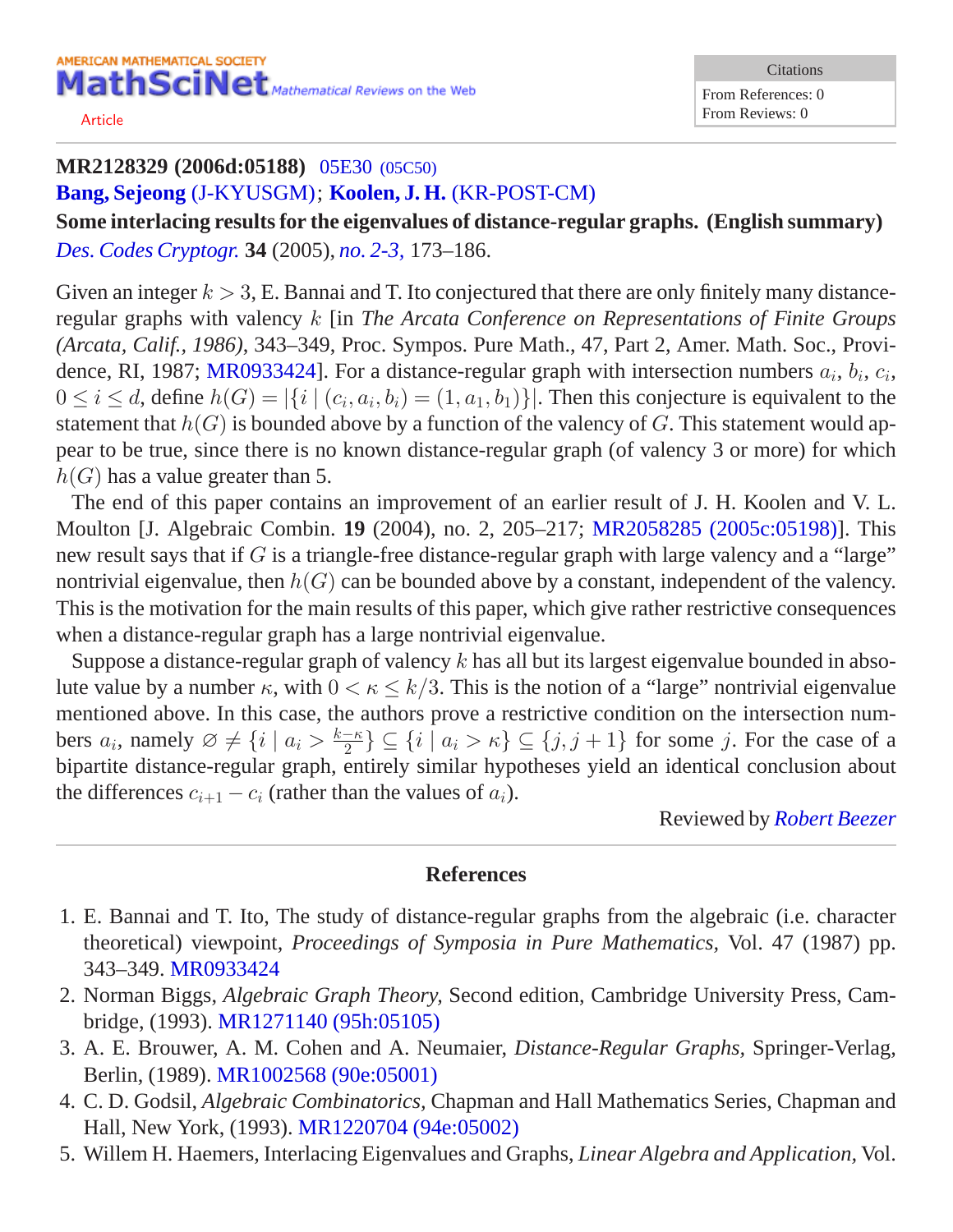AMERICAN MATHEMATICAL SOCIETY
**MathSciNet** *Mathematical Reviews on the Web*

Article

| Citations |
| --- |
| From References: 0 |
| From Reviews: 0 |

**MR2128329 (2006d:05188)** 05E30 (05C50)
**Bang, Sejeong** (J-KYUSGM); **Koolen, J. H.** (KR-POST-CM)
**Some interlacing results for the eigenvalues of distance-regular graphs. (English summary)**
*Des. Codes Cryptogr.* **34** (2005), *no. 2-3,* 173–186.

Given an integer $k > 3$, E. Bannai and T. Ito conjectured that there are only finitely many distance-regular graphs with valency $k$ [in *The Arcata Conference on Representations of Finite Groups (Arcata, Calif., 1986)*, 343–349, Proc. Sympos. Pure Math., 47, Part 2, Amer. Math. Soc., Providence, RI, 1987; MR0933424]. For a distance-regular graph with intersection numbers $a_i$, $b_i$, $c_i$, $0 \le i \le d$, define $h(G) = |\{i \mid (c_i, a_i, b_i) = (1, a_1, b_1)\}|$. Then this conjecture is equivalent to the statement that $h(G)$ is bounded above by a function of the valency of $G$. This statement would appear to be true, since there is no known distance-regular graph (of valency 3 or more) for which $h(G)$ has a value greater than 5.

The end of this paper contains an improvement of an earlier result of J. H. Koolen and V. L. Moulton [J. Algebraic Combin. **19** (2004), no. 2, 205–217; MR2058285 (2005c:05198)]. This new result says that if $G$ is a triangle-free distance-regular graph with large valency and a "large" nontrivial eigenvalue, then $h(G)$ can be bounded above by a constant, independent of the valency. This is the motivation for the main results of this paper, which give rather restrictive consequences when a distance-regular graph has a large nontrivial eigenvalue.

Suppose a distance-regular graph of valency $k$ has all but its largest eigenvalue bounded in absolute value by a number $\kappa$, with $0 < \kappa \le k/3$. This is the notion of a "large" nontrivial eigenvalue mentioned above. In this case, the authors prove a restrictive condition on the intersection numbers $a_i$, namely $\varnothing \ne \{i \mid a_i > \frac{k-\kappa}{2}\} \subseteq \{i \mid a_i > \kappa\} \subseteq \{j, j+1\}$ for some $j$. For the case of a bipartite distance-regular graph, entirely similar hypotheses yield an identical conclusion about the differences $c_{i+1} - c_i$ (rather than the values of $a_i$).

Reviewed by *Robert Beezer*

## References

1. E. Bannai and T. Ito, The study of distance-regular graphs from the algebraic (i.e. character theoretical) viewpoint, *Proceedings of Symposia in Pure Mathematics,* Vol. 47 (1987) pp. 343–349. MR0933424
2. Norman Biggs, *Algebraic Graph Theory,* Second edition, Cambridge University Press, Cambridge, (1993). MR1271140 (95h:05105)
3. A. E. Brouwer, A. M. Cohen and A. Neumaier, *Distance-Regular Graphs,* Springer-Verlag, Berlin, (1989). MR1002568 (90e:05001)
4. C. D. Godsil, *Algebraic Combinatorics,* Chapman and Hall Mathematics Series, Chapman and Hall, New York, (1993). MR1220704 (94e:05002)
5. Willem H. Haemers, Interlacing Eigenvalues and Graphs, *Linear Algebra and Application,* Vol.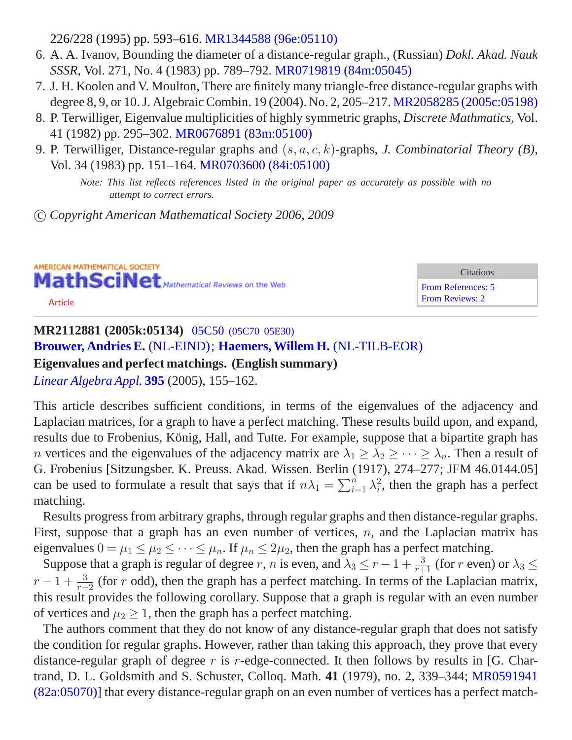226/228 (1995) pp. 593–616. MR1344588 (96e:05110)

6. A. A. Ivanov, Bounding the diameter of a distance-regular graph., (Russian) *Dokl. Akad. Nauk SSSR*, Vol. 271, No. 4 (1983) pp. 789–792. MR0719819 (84m:05045)
7. J. H. Koolen and V. Moulton, There are finitely many triangle-free distance-regular graphs with degree 8, 9, or 10. J. Algebraic Combin. 19 (2004). No. 2, 205–217. MR2058285 (2005c:05198)
8. P. Terwilliger, Eigenvalue multiplicities of highly symmetric graphs, *Discrete Mathmatics*, Vol. 41 (1982) pp. 295–302. MR0676891 (83m:05100)
9. P. Terwilliger, Distance-regular graphs and $(s, a, c, k)$-graphs, *J. Combinatorial Theory (B)*, Vol. 34 (1983) pp. 151–164. MR0703600 (84i:05100)

*Note: This list reflects references listed in the original paper as accurately as possible with no attempt to correct errors.*

© *Copyright American Mathematical Society 2006, 2009*

AMERICAN MATHEMATICAL SOCIETY
MathSciNet *Mathematical Reviews on the Web*
Article

| Citations |
| --- |
| From References: 5 |
| From Reviews: 2 |

**MR2112881 (2005k:05134)** 05C50 (05C70 05E30)
**Brouwer, Andries E.** (NL-EIND); **Haemers, Willem H.** (NL-TILB-EOR)
**Eigenvalues and perfect matchings. (English summary)**
*Linear Algebra Appl.* **395** (2005), 155–162.

This article describes sufficient conditions, in terms of the eigenvalues of the adjacency and Laplacian matrices, for a graph to have a perfect matching. These results build upon, and expand, results due to Frobenius, König, Hall, and Tutte. For example, suppose that a bipartite graph has $n$ vertices and the eigenvalues of the adjacency matrix are $\lambda_1 \geq \lambda_2 \geq \cdots \geq \lambda_n$. Then a result of G. Frobenius [Sitzungsber. K. Preuss. Akad. Wissen. Berlin (1917), 274–277; JFM 46.0144.05] can be used to formulate a result that says that if $n\lambda_1 = \sum_{i=1}^{n} \lambda_i^2$, then the graph has a perfect matching.

Results progress from arbitrary graphs, through regular graphs and then distance-regular graphs. First, suppose that a graph has an even number of vertices, $n$, and the Laplacian matrix has eigenvalues $0 = \mu_1 \leq \mu_2 \leq \cdots \leq \mu_n$. If $\mu_n \leq 2\mu_2$, then the graph has a perfect matching.

Suppose that a graph is regular of degree $r$, $n$ is even, and $\lambda_3 \leq r - 1 + \frac{3}{r+1}$ (for $r$ even) or $\lambda_3 \leq r - 1 + \frac{3}{r+2}$ (for $r$ odd), then the graph has a perfect matching. In terms of the Laplacian matrix, this result provides the following corollary. Suppose that a graph is regular with an even number of vertices and $\mu_2 \geq 1$, then the graph has a perfect matching.

The authors comment that they do not know of any distance-regular graph that does not satisfy the condition for regular graphs. However, rather than taking this approach, they prove that every distance-regular graph of degree $r$ is $r$-edge-connected. It then follows by results in [G. Chartrand, D. L. Goldsmith and S. Schuster, Colloq. Math. **41** (1979), no. 2, 339–344; MR0591941 (82a:05070)] that every distance-regular graph on an even number of vertices has a perfect match-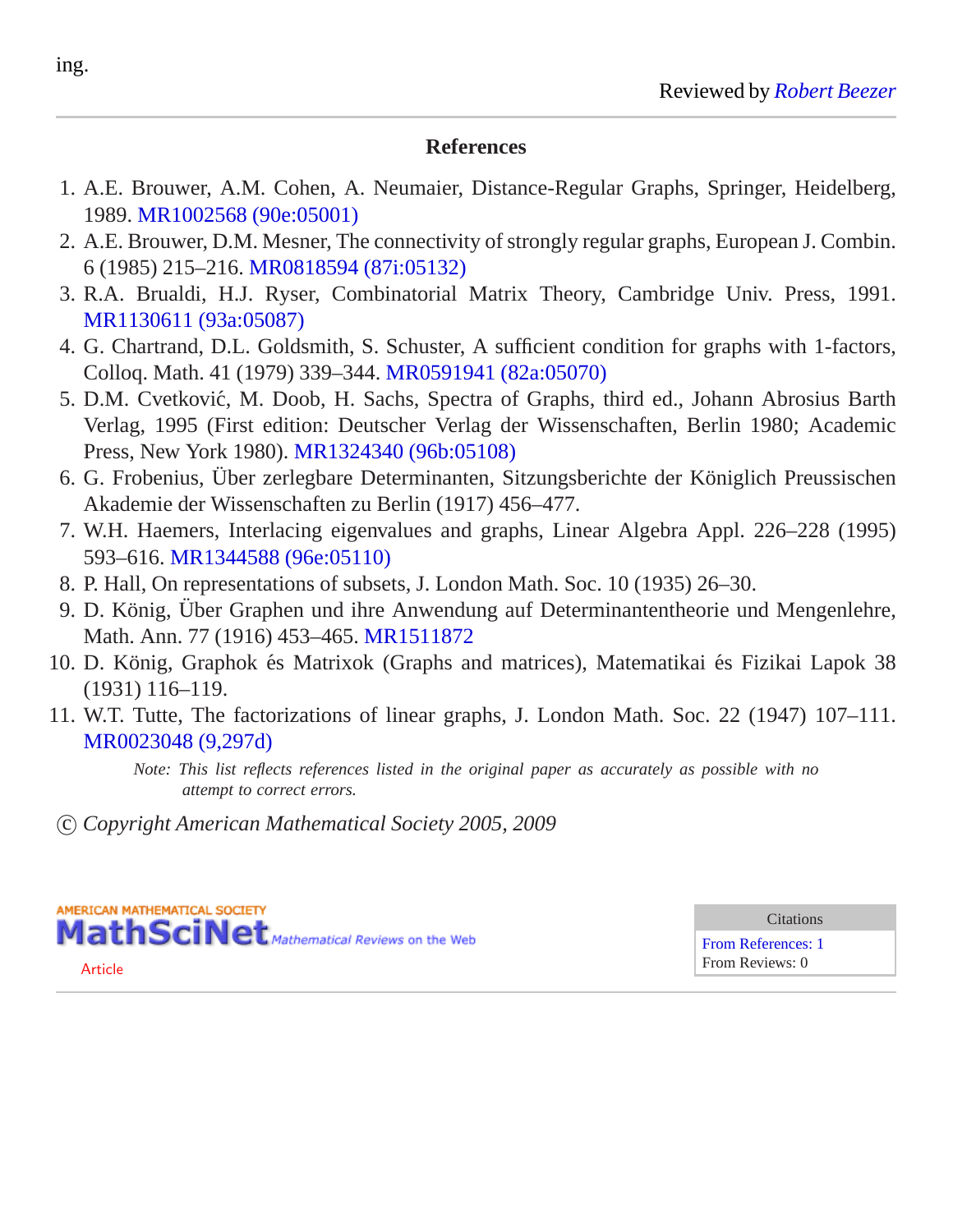ing.

Reviewed by *Robert Beezer*

## References

1. A.E. Brouwer, A.M. Cohen, A. Neumaier, Distance-Regular Graphs, Springer, Heidelberg, 1989. MR1002568 (90e:05001)
2. A.E. Brouwer, D.M. Mesner, The connectivity of strongly regular graphs, European J. Combin. 6 (1985) 215–216. MR0818594 (87i:05132)
3. R.A. Brualdi, H.J. Ryser, Combinatorial Matrix Theory, Cambridge Univ. Press, 1991. MR1130611 (93a:05087)
4. G. Chartrand, D.L. Goldsmith, S. Schuster, A sufficient condition for graphs with 1-factors, Colloq. Math. 41 (1979) 339–344. MR0591941 (82a:05070)
5. D.M. Cvetković, M. Doob, H. Sachs, Spectra of Graphs, third ed., Johann Abrosius Barth Verlag, 1995 (First edition: Deutscher Verlag der Wissenschaften, Berlin 1980; Academic Press, New York 1980). MR1324340 (96b:05108)
6. G. Frobenius, Über zerlegbare Determinanten, Sitzungsberichte der Königlich Preussischen Akademie der Wissenschaften zu Berlin (1917) 456–477.
7. W.H. Haemers, Interlacing eigenvalues and graphs, Linear Algebra Appl. 226–228 (1995) 593–616. MR1344588 (96e:05110)
8. P. Hall, On representations of subsets, J. London Math. Soc. 10 (1935) 26–30.
9. D. König, Über Graphen und ihre Anwendung auf Determinantentheorie und Mengenlehre, Math. Ann. 77 (1916) 453–465. MR1511872
10. D. König, Graphok és Matrixok (Graphs and matrices), Matematikai és Fizikai Lapok 38 (1931) 116–119.
11. W.T. Tutte, The factorizations of linear graphs, J. London Math. Soc. 22 (1947) 107–111. MR0023048 (9,297d)

*Note: This list reflects references listed in the original paper as accurately as possible with no attempt to correct errors.*

© *Copyright American Mathematical Society 2005, 2009*

AMERICAN MATHEMATICAL SOCIETY MathSciNet Mathematical Reviews on the Web

Article

| Citations |
| --- |
| From References: 1 |
| From Reviews: 0 |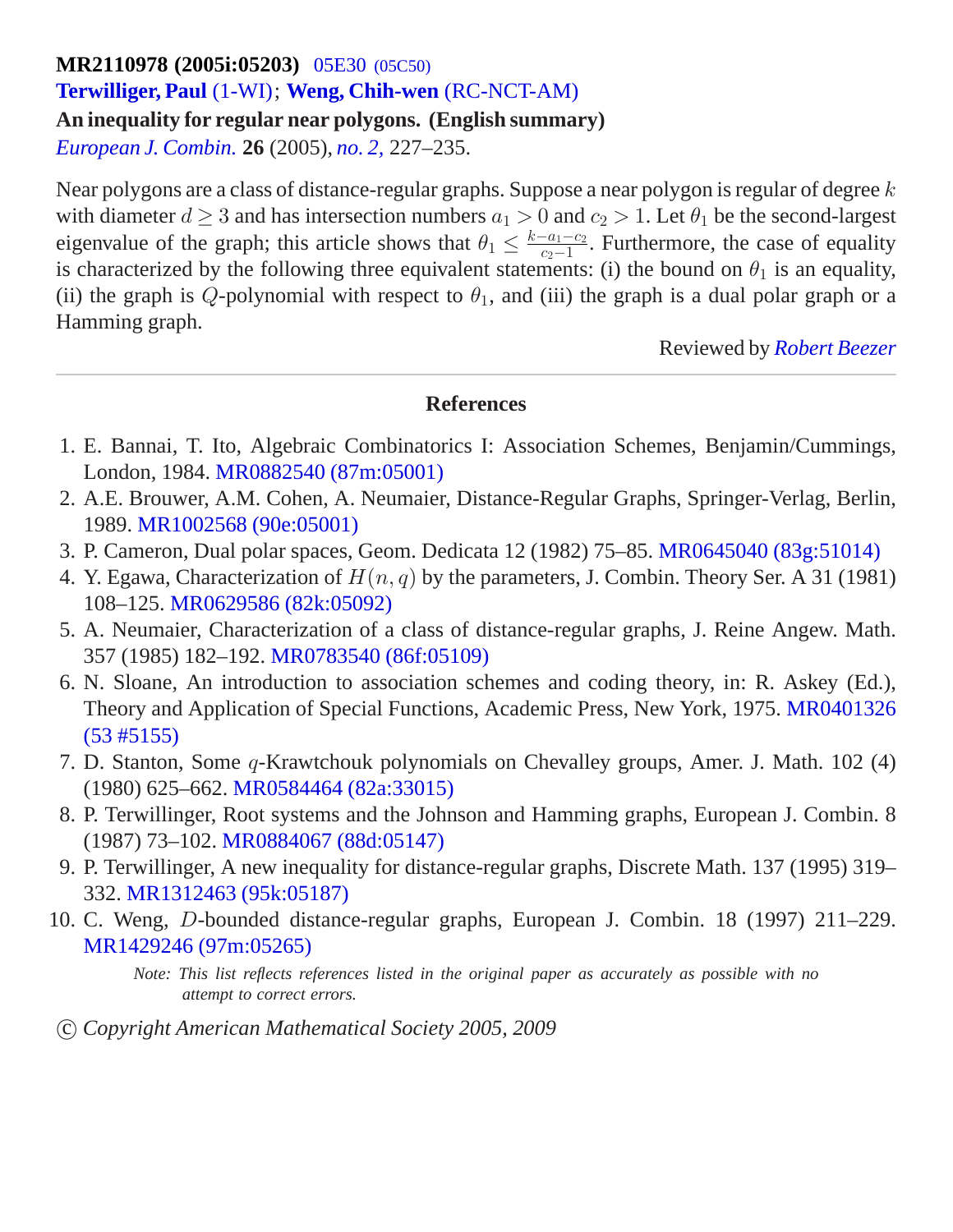**MR2110978 (2005i:05203)** 05E30 (05C50)

**Terwilliger, Paul** (1-WI); **Weng, Chih-wen** (RC-NCT-AM)

**An inequality for regular near polygons. (English summary)**

*European J. Combin.* **26** (2005), *no. 2,* 227–235.

Near polygons are a class of distance-regular graphs. Suppose a near polygon is regular of degree $k$ with diameter $d \geq 3$ and has intersection numbers $a_1 > 0$ and $c_2 > 1$. Let $\theta_1$ be the second-largest eigenvalue of the graph; this article shows that $\theta_1 \leq \frac{k-a_1-c_2}{c_2-1}$. Furthermore, the case of equality is characterized by the following three equivalent statements: (i) the bound on $\theta_1$ is an equality, (ii) the graph is $Q$-polynomial with respect to $\theta_1$, and (iii) the graph is a dual polar graph or a Hamming graph.

Reviewed by *Robert Beezer*

## References

1. E. Bannai, T. Ito, Algebraic Combinatorics I: Association Schemes, Benjamin/Cummings, London, 1984. MR0882540 (87m:05001)
2. A.E. Brouwer, A.M. Cohen, A. Neumaier, Distance-Regular Graphs, Springer-Verlag, Berlin, 1989. MR1002568 (90e:05001)
3. P. Cameron, Dual polar spaces, Geom. Dedicata 12 (1982) 75–85. MR0645040 (83g:51014)
4. Y. Egawa, Characterization of $H(n, q)$ by the parameters, J. Combin. Theory Ser. A 31 (1981) 108–125. MR0629586 (82k:05092)
5. A. Neumaier, Characterization of a class of distance-regular graphs, J. Reine Angew. Math. 357 (1985) 182–192. MR0783540 (86f:05109)
6. N. Sloane, An introduction to association schemes and coding theory, in: R. Askey (Ed.), Theory and Application of Special Functions, Academic Press, New York, 1975. MR0401326 (53 #5155)
7. D. Stanton, Some $q$-Krawtchouk polynomials on Chevalley groups, Amer. J. Math. 102 (4) (1980) 625–662. MR0584464 (82a:33015)
8. P. Terwilliger, Root systems and the Johnson and Hamming graphs, European J. Combin. 8 (1987) 73–102. MR0884067 (88d:05147)
9. P. Terwilliger, A new inequality for distance-regular graphs, Discrete Math. 137 (1995) 319–332. MR1312463 (95k:05187)
10. C. Weng, $D$-bounded distance-regular graphs, European J. Combin. 18 (1997) 211–229. MR1429246 (97m:05265)

*Note: This list reflects references listed in the original paper as accurately as possible with no attempt to correct errors.*

© *Copyright American Mathematical Society 2005, 2009*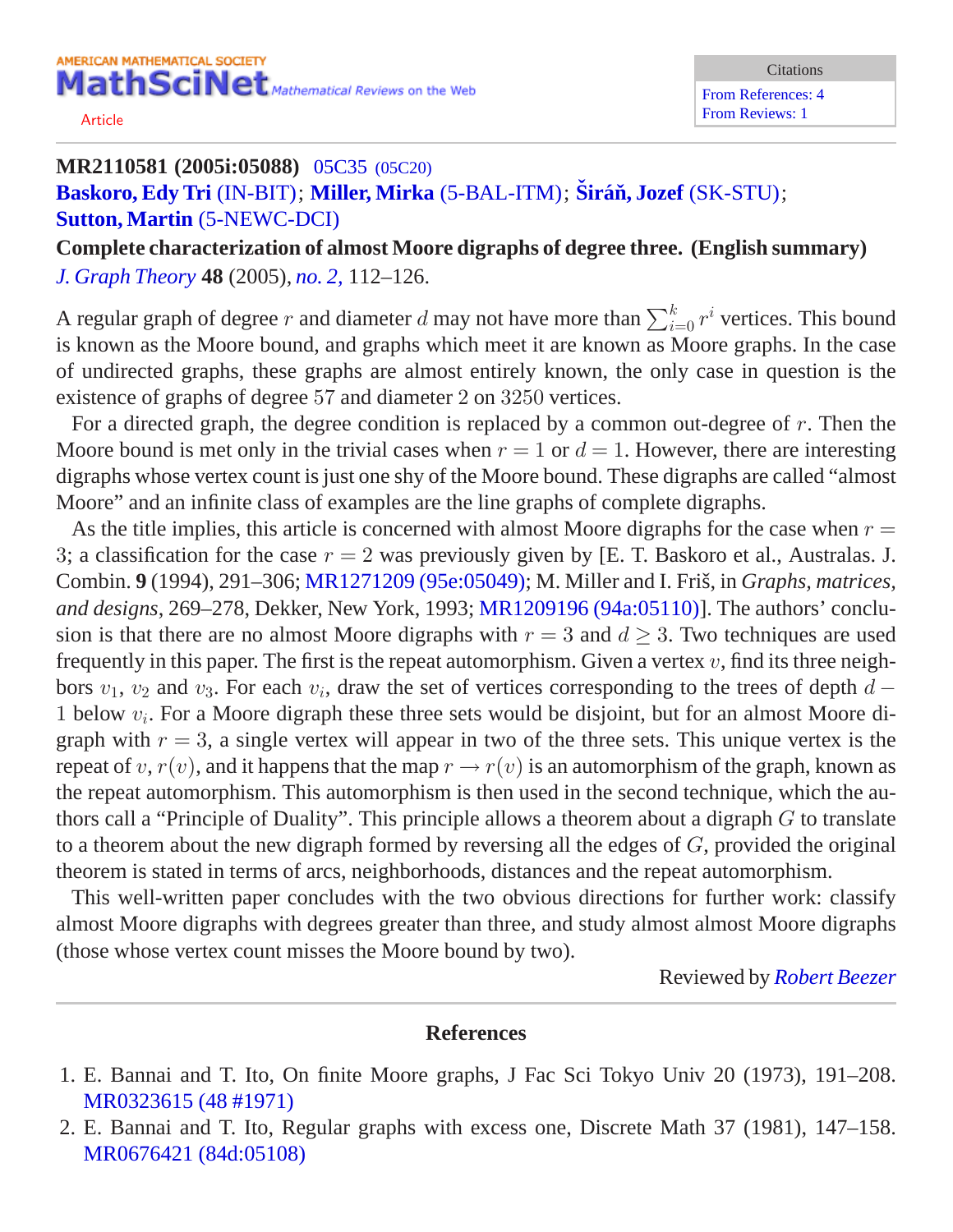AMERICAN MATHEMATICAL SOCIETY
**MathSciNet** *Mathematical Reviews on the Web*

Article

| Citations |
| --- |
| From References: 4 |
| From Reviews: 1 |

**MR2110581 (2005i:05088)** 05C35 (05C20)
**Baskoro, Edy Tri** (IN-BIT); **Miller, Mirka** (5-BAL-ITM); **Širáň, Jozef** (SK-STU); **Sutton, Martin** (5-NEWC-DCI)

**Complete characterization of almost Moore digraphs of degree three. (English summary)**

*J. Graph Theory* **48** (2005), *no. 2,* 112–126.

A regular graph of degree $r$ and diameter $d$ may not have more than $\sum_{i=0}^{k} r^i$ vertices. This bound is known as the Moore bound, and graphs which meet it are known as Moore graphs. In the case of undirected graphs, these graphs are almost entirely known, the only case in question is the existence of graphs of degree $57$ and diameter $2$ on $3250$ vertices.

For a directed graph, the degree condition is replaced by a common out-degree of $r$. Then the Moore bound is met only in the trivial cases when $r = 1$ or $d = 1$. However, there are interesting digraphs whose vertex count is just one shy of the Moore bound. These digraphs are called "almost Moore" and an infinite class of examples are the line graphs of complete digraphs.

As the title implies, this article is concerned with almost Moore digraphs for the case when $r = 3$; a classification for the case $r = 2$ was previously given by [E. T. Baskoro et al., Australas. J. Combin. **9** (1994), 291–306; MR1271209 (95e:05049); M. Miller and I. Friš, in *Graphs, matrices, and designs*, 269–278, Dekker, New York, 1993; MR1209196 (94a:05110)]. The authors' conclusion is that there are no almost Moore digraphs with $r = 3$ and $d \geq 3$. Two techniques are used frequently in this paper. The first is the repeat automorphism. Given a vertex $v$, find its three neighbors $v_1$, $v_2$ and $v_3$. For each $v_i$, draw the set of vertices corresponding to the trees of depth $d - 1$ below $v_i$. For a Moore digraph these three sets would be disjoint, but for an almost Moore digraph with $r = 3$, a single vertex will appear in two of the three sets. This unique vertex is the repeat of $v$, $r(v)$, and it happens that the map $r \to r(v)$ is an automorphism of the graph, known as the repeat automorphism. This automorphism is then used in the second technique, which the authors call a "Principle of Duality". This principle allows a theorem about a digraph $G$ to translate to a theorem about the new digraph formed by reversing all the edges of $G$, provided the original theorem is stated in terms of arcs, neighborhoods, distances and the repeat automorphism.

This well-written paper concludes with the two obvious directions for further work: classify almost Moore digraphs with degrees greater than three, and study almost almost Moore digraphs (those whose vertex count misses the Moore bound by two).

Reviewed by *Robert Beezer*

## References

1. E. Bannai and T. Ito, On finite Moore graphs, J Fac Sci Tokyo Univ 20 (1973), 191–208. MR0323615 (48 #1971)
2. E. Bannai and T. Ito, Regular graphs with excess one, Discrete Math 37 (1981), 147–158. MR0676421 (84d:05108)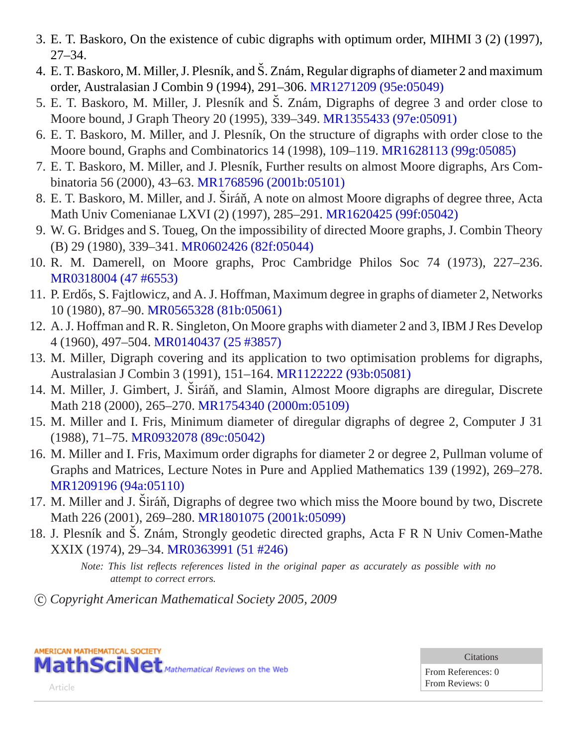3. E. T. Baskoro, On the existence of cubic digraphs with optimum order, MIHMI 3 (2) (1997), 27–34.
4. E. T. Baskoro, M. Miller, J. Plesník, and Š. Znám, Regular digraphs of diameter 2 and maximum order, Australasian J Combin 9 (1994), 291–306. MR1271209 (95e:05049)
5. E. T. Baskoro, M. Miller, J. Plesník and Š. Znám, Digraphs of degree 3 and order close to Moore bound, J Graph Theory 20 (1995), 339–349. MR1355433 (97e:05091)
6. E. T. Baskoro, M. Miller, and J. Plesník, On the structure of digraphs with order close to the Moore bound, Graphs and Combinatorics 14 (1998), 109–119. MR1628113 (99g:05085)
7. E. T. Baskoro, M. Miller, and J. Plesník, Further results on almost Moore digraphs, Ars Combinatoria 56 (2000), 43–63. MR1768596 (2001b:05101)
8. E. T. Baskoro, M. Miller, and J. Širáň, A note on almost Moore digraphs of degree three, Acta Math Univ Comenianae LXVI (2) (1997), 285–291. MR1620425 (99f:05042)
9. W. G. Bridges and S. Toueg, On the impossibility of directed Moore graphs, J. Combin Theory (B) 29 (1980), 339–341. MR0602426 (82f:05044)
10. R. M. Damerell, on Moore graphs, Proc Cambridge Philos Soc 74 (1973), 227–236. MR0318004 (47 #6553)
11. P. Erdős, S. Fajtlowicz, and A. J. Hoffman, Maximum degree in graphs of diameter 2, Networks 10 (1980), 87–90. MR0565328 (81b:05061)
12. A. J. Hoffman and R. R. Singleton, On Moore graphs with diameter 2 and 3, IBM J Res Develop 4 (1960), 497–504. MR0140437 (25 #3857)
13. M. Miller, Digraph covering and its application to two optimisation problems for digraphs, Australasian J Combin 3 (1991), 151–164. MR1122222 (93b:05081)
14. M. Miller, J. Gimbert, J. Širáň, and Slamin, Almost Moore digraphs are diregular, Discrete Math 218 (2000), 265–270. MR1754340 (2000m:05109)
15. M. Miller and I. Fris, Minimum diameter of diregular digraphs of degree 2, Computer J 31 (1988), 71–75. MR0932078 (89c:05042)
16. M. Miller and I. Fris, Maximum order digraphs for diameter 2 or degree 2, Pullman volume of Graphs and Matrices, Lecture Notes in Pure and Applied Mathematics 139 (1992), 269–278. MR1209196 (94a:05110)
17. M. Miller and J. Širáň, Digraphs of degree two which miss the Moore bound by two, Discrete Math 226 (2001), 269–280. MR1801075 (2001k:05099)
18. J. Plesník and Š. Znám, Strongly geodetic directed graphs, Acta F R N Univ Comen-Mathe XXIX (1974), 29–34. MR0363991 (51 #246)

*Note: This list reflects references listed in the original paper as accurately as possible with no attempt to correct errors.*

© *Copyright American Mathematical Society 2005, 2009*

| Citations |
| --- |
| From References: 0 |
| From Reviews: 0 |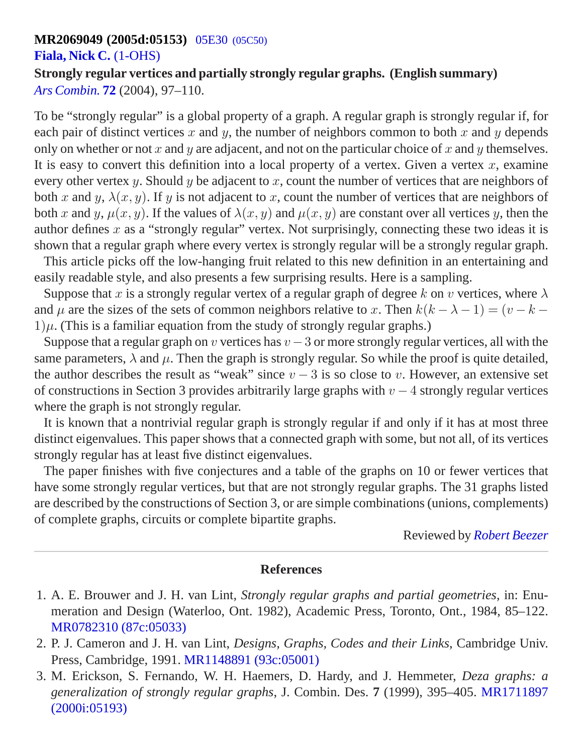**MR2069049 (2005d:05153)** 05E30 (05C50)

**Fiala, Nick C.** (1-OHS)

**Strongly regular vertices and partially strongly regular graphs. (English summary)**

*Ars Combin.* **72** (2004), 97–110.

To be "strongly regular" is a global property of a graph. A regular graph is strongly regular if, for each pair of distinct vertices $x$ and $y$, the number of neighbors common to both $x$ and $y$ depends only on whether or not $x$ and $y$ are adjacent, and not on the particular choice of $x$ and $y$ themselves. It is easy to convert this definition into a local property of a vertex. Given a vertex $x$, examine every other vertex $y$. Should $y$ be adjacent to $x$, count the number of vertices that are neighbors of both $x$ and $y$, $\lambda(x, y)$. If $y$ is not adjacent to $x$, count the number of vertices that are neighbors of both $x$ and $y$, $\mu(x, y)$. If the values of $\lambda(x, y)$ and $\mu(x, y)$ are constant over all vertices $y$, then the author defines $x$ as a "strongly regular" vertex. Not surprisingly, connecting these two ideas it is shown that a regular graph where every vertex is strongly regular will be a strongly regular graph.

This article picks off the low-hanging fruit related to this new definition in an entertaining and easily readable style, and also presents a few surprising results. Here is a sampling.

Suppose that $x$ is a strongly regular vertex of a regular graph of degree $k$ on $v$ vertices, where $\lambda$ and $\mu$ are the sizes of the sets of common neighbors relative to $x$. Then $k(k - \lambda - 1) = (v - k - 1)\mu$. (This is a familiar equation from the study of strongly regular graphs.)

Suppose that a regular graph on $v$ vertices has $v - 3$ or more strongly regular vertices, all with the same parameters, $\lambda$ and $\mu$. Then the graph is strongly regular. So while the proof is quite detailed, the author describes the result as "weak" since $v - 3$ is so close to $v$. However, an extensive set of constructions in Section 3 provides arbitrarily large graphs with $v - 4$ strongly regular vertices where the graph is not strongly regular.

It is known that a nontrivial regular graph is strongly regular if and only if it has at most three distinct eigenvalues. This paper shows that a connected graph with some, but not all, of its vertices strongly regular has at least five distinct eigenvalues.

The paper finishes with five conjectures and a table of the graphs on 10 or fewer vertices that have some strongly regular vertices, but that are not strongly regular graphs. The 31 graphs listed are described by the constructions of Section 3, or are simple combinations (unions, complements) of complete graphs, circuits or complete bipartite graphs.

Reviewed by *Robert Beezer*

## References

1. A. E. Brouwer and J. H. van Lint, *Strongly regular graphs and partial geometries*, in: Enumeration and Design (Waterloo, Ont. 1982), Academic Press, Toronto, Ont., 1984, 85–122. MR0782310 (87c:05033)
2. P. J. Cameron and J. H. van Lint, *Designs, Graphs, Codes and their Links*, Cambridge Univ. Press, Cambridge, 1991. MR1148891 (93c:05001)
3. M. Erickson, S. Fernando, W. H. Haemers, D. Hardy, and J. Hemmeter, *Deza graphs: a generalization of strongly regular graphs*, J. Combin. Des. **7** (1999), 395–405. MR1711897 (2000i:05193)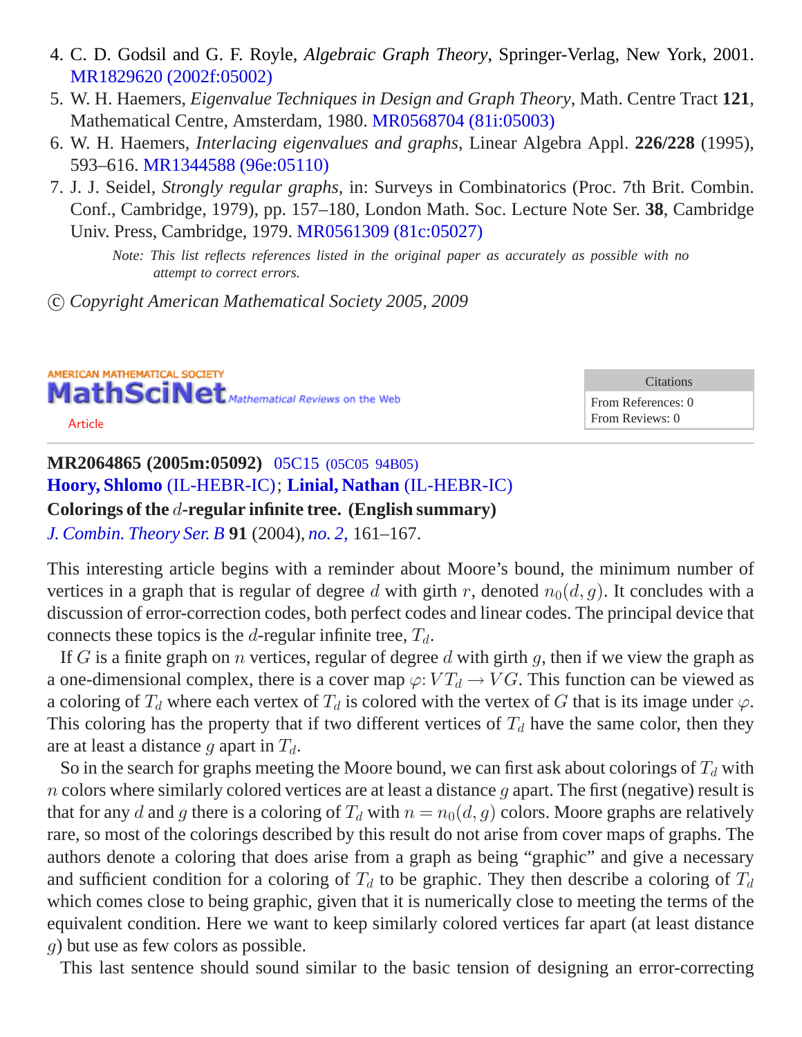4. C. D. Godsil and G. F. Royle, *Algebraic Graph Theory*, Springer-Verlag, New York, 2001. MR1829620 (2002f:05002)
5. W. H. Haemers, *Eigenvalue Techniques in Design and Graph Theory*, Math. Centre Tract **121**, Mathematical Centre, Amsterdam, 1980. MR0568704 (81i:05003)
6. W. H. Haemers, *Interlacing eigenvalues and graphs*, Linear Algebra Appl. **226/228** (1995), 593–616. MR1344588 (96e:05110)
7. J. J. Seidel, *Strongly regular graphs*, in: Surveys in Combinatorics (Proc. 7th Brit. Combin. Conf., Cambridge, 1979), pp. 157–180, London Math. Soc. Lecture Note Ser. **38**, Cambridge Univ. Press, Cambridge, 1979. MR0561309 (81c:05027)

*Note: This list reflects references listed in the original paper as accurately as possible with no attempt to correct errors.*

© *Copyright American Mathematical Society 2005, 2009*

AMERICAN MATHEMATICAL SOCIETY
**MathSciNet** *Mathematical Reviews on the Web*

Article

| Citations |
|---|
| From References: 0 |
| From Reviews: 0 |

**MR2064865 (2005m:05092)** 05C15 (05C05 94B05)
**Hoory, Shlomo** (IL-HEBR-IC); **Linial, Nathan** (IL-HEBR-IC)
**Colorings of the $d$-regular infinite tree. (English summary)**
*J. Combin. Theory Ser. B* **91** (2004), *no. 2,* 161–167.

This interesting article begins with a reminder about Moore's bound, the minimum number of vertices in a graph that is regular of degree $d$ with girth $r$, denoted $n_0(d,g)$. It concludes with a discussion of error-correction codes, both perfect codes and linear codes. The principal device that connects these topics is the $d$-regular infinite tree, $T_d$.

If $G$ is a finite graph on $n$ vertices, regular of degree $d$ with girth $g$, then if we view the graph as a one-dimensional complex, there is a cover map $\varphi\colon VT_d \to VG$. This function can be viewed as a coloring of $T_d$ where each vertex of $T_d$ is colored with the vertex of $G$ that is its image under $\varphi$. This coloring has the property that if two different vertices of $T_d$ have the same color, then they are at least a distance $g$ apart in $T_d$.

So in the search for graphs meeting the Moore bound, we can first ask about colorings of $T_d$ with $n$ colors where similarly colored vertices are at least a distance $g$ apart. The first (negative) result is that for any $d$ and $g$ there is a coloring of $T_d$ with $n = n_0(d,g)$ colors. Moore graphs are relatively rare, so most of the colorings described by this result do not arise from cover maps of graphs. The authors denote a coloring that does arise from a graph as being "graphic" and give a necessary and sufficient condition for a coloring of $T_d$ to be graphic. They then describe a coloring of $T_d$ which comes close to being graphic, given that it is numerically close to meeting the terms of the equivalent condition. Here we want to keep similarly colored vertices far apart (at least distance $g$) but use as few colors as possible.

This last sentence should sound similar to the basic tension of designing an error-correcting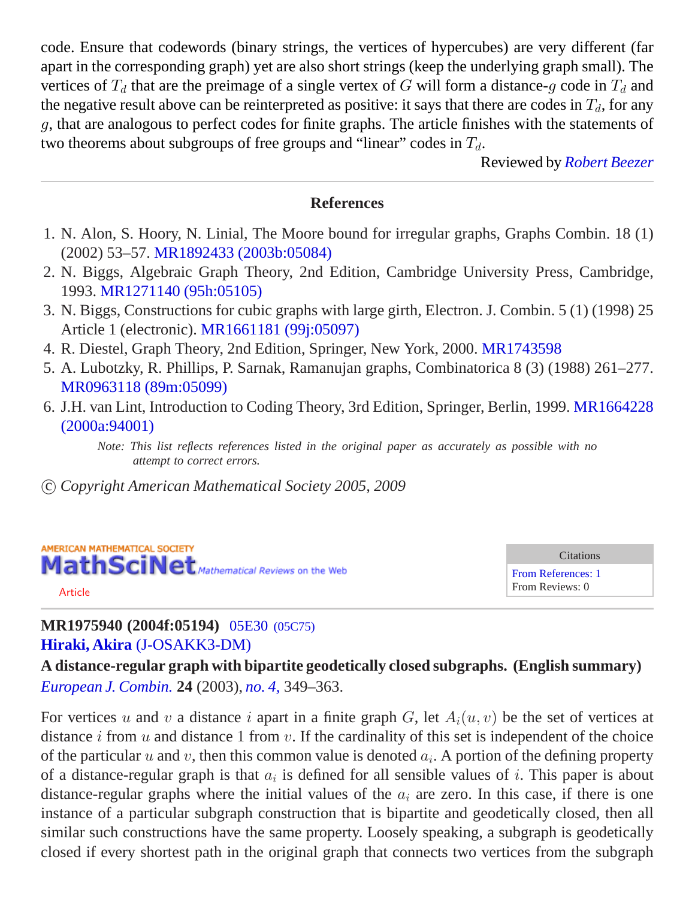code. Ensure that codewords (binary strings, the vertices of hypercubes) are very different (far apart in the corresponding graph) yet are also short strings (keep the underlying graph small). The vertices of $T_d$ that are the preimage of a single vertex of $G$ will form a distance-$g$ code in $T_d$ and the negative result above can be reinterpreted as positive: it says that there are codes in $T_d$, for any $g$, that are analogous to perfect codes for finite graphs. The article finishes with the statements of two theorems about subgroups of free groups and "linear" codes in $T_d$.

Reviewed by *Robert Beezer*

## References

1. N. Alon, S. Hoory, N. Linial, The Moore bound for irregular graphs, Graphs Combin. 18 (1) (2002) 53–57. MR1892433 (2003b:05084)
2. N. Biggs, Algebraic Graph Theory, 2nd Edition, Cambridge University Press, Cambridge, 1993. MR1271140 (95h:05105)
3. N. Biggs, Constructions for cubic graphs with large girth, Electron. J. Combin. 5 (1) (1998) 25 Article 1 (electronic). MR1661181 (99j:05097)
4. R. Diestel, Graph Theory, 2nd Edition, Springer, New York, 2000. MR1743598
5. A. Lubotzky, R. Phillips, P. Sarnak, Ramanujan graphs, Combinatorica 8 (3) (1988) 261–277. MR0963118 (89m:05099)
6. J.H. van Lint, Introduction to Coding Theory, 3rd Edition, Springer, Berlin, 1999. MR1664228 (2000a:94001)

*Note: This list reflects references listed in the original paper as accurately as possible with no attempt to correct errors.*

© *Copyright American Mathematical Society 2005, 2009*

AMERICAN MATHEMATICAL SOCIETY MathSciNet *Mathematical Reviews on the Web*

Article

| Citations |
| --- |
| From References: 1 |
| From Reviews: 0 |

**MR1975940 (2004f:05194)** 05E30 (05C75)
**Hiraki, Akira** (J-OSAKK3-DM)
**A distance-regular graph with bipartite geodetically closed subgraphs. (English summary)**
*European J. Combin.* **24** (2003), *no. 4,* 349–363.

For vertices $u$ and $v$ a distance $i$ apart in a finite graph $G$, let $A_i(u, v)$ be the set of vertices at distance $i$ from $u$ and distance 1 from $v$. If the cardinality of this set is independent of the choice of the particular $u$ and $v$, then this common value is denoted $a_i$. A portion of the defining property of a distance-regular graph is that $a_i$ is defined for all sensible values of $i$. This paper is about distance-regular graphs where the initial values of the $a_i$ are zero. In this case, if there is one instance of a particular subgraph construction that is bipartite and geodetically closed, then all similar such constructions have the same property. Loosely speaking, a subgraph is geodetically closed if every shortest path in the original graph that connects two vertices from the subgraph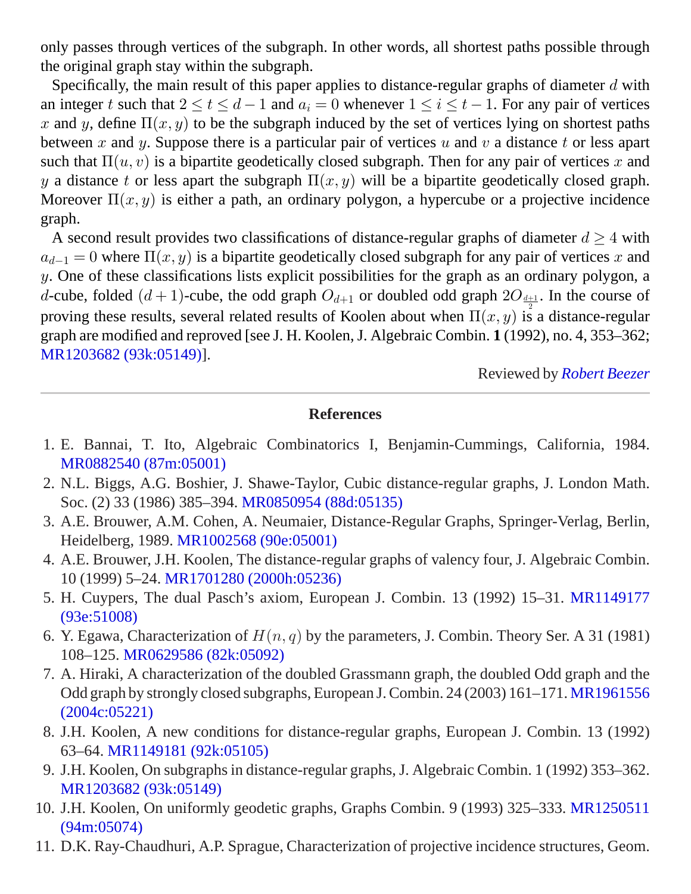only passes through vertices of the subgraph. In other words, all shortest paths possible through the original graph stay within the subgraph.

Specifically, the main result of this paper applies to distance-regular graphs of diameter $d$ with an integer $t$ such that $2 \leq t \leq d-1$ and $a_i = 0$ whenever $1 \leq i \leq t-1$. For any pair of vertices $x$ and $y$, define $\Pi(x, y)$ to be the subgraph induced by the set of vertices lying on shortest paths between $x$ and $y$. Suppose there is a particular pair of vertices $u$ and $v$ a distance $t$ or less apart such that $\Pi(u, v)$ is a bipartite geodetically closed subgraph. Then for any pair of vertices $x$ and $y$ a distance $t$ or less apart the subgraph $\Pi(x, y)$ will be a bipartite geodetically closed graph. Moreover $\Pi(x, y)$ is either a path, an ordinary polygon, a hypercube or a projective incidence graph.

A second result provides two classifications of distance-regular graphs of diameter $d \geq 4$ with $a_{d-1} = 0$ where $\Pi(x, y)$ is a bipartite geodetically closed subgraph for any pair of vertices $x$ and $y$. One of these classifications lists explicit possibilities for the graph as an ordinary polygon, a $d$-cube, folded $(d+1)$-cube, the odd graph $O_{d+1}$ or doubled odd graph $2O_{\frac{d+1}{2}}$. In the course of proving these results, several related results of Koolen about when $\Pi(x, y)$ is a distance-regular graph are modified and reproved [see J. H. Koolen, J. Algebraic Combin. **1** (1992), no. 4, 353–362; MR1203682 (93k:05149)].

Reviewed by *Robert Beezer*

---

**References**

1. E. Bannai, T. Ito, Algebraic Combinatorics I, Benjamin-Cummings, California, 1984. MR0882540 (87m:05001)
2. N.L. Biggs, A.G. Boshier, J. Shawe-Taylor, Cubic distance-regular graphs, J. London Math. Soc. (2) 33 (1986) 385–394. MR0850954 (88d:05135)
3. A.E. Brouwer, A.M. Cohen, A. Neumaier, Distance-Regular Graphs, Springer-Verlag, Berlin, Heidelberg, 1989. MR1002568 (90e:05001)
4. A.E. Brouwer, J.H. Koolen, The distance-regular graphs of valency four, J. Algebraic Combin. 10 (1999) 5–24. MR1701280 (2000h:05236)
5. H. Cuypers, The dual Pasch's axiom, European J. Combin. 13 (1992) 15–31. MR1149177 (93e:51008)
6. Y. Egawa, Characterization of $H(n, q)$ by the parameters, J. Combin. Theory Ser. A 31 (1981) 108–125. MR0629586 (82k:05092)
7. A. Hiraki, A characterization of the doubled Grassmann graph, the doubled Odd graph and the Odd graph by strongly closed subgraphs, European J. Combin. 24 (2003) 161–171. MR1961556 (2004c:05221)
8. J.H. Koolen, A new conditions for distance-regular graphs, European J. Combin. 13 (1992) 63–64. MR1149181 (92k:05105)
9. J.H. Koolen, On subgraphs in distance-regular graphs, J. Algebraic Combin. 1 (1992) 353–362. MR1203682 (93k:05149)
10. J.H. Koolen, On uniformly geodetic graphs, Graphs Combin. 9 (1993) 325–333. MR1250511 (94m:05074)
11. D.K. Ray-Chaudhuri, A.P. Sprague, Characterization of projective incidence structures, Geom.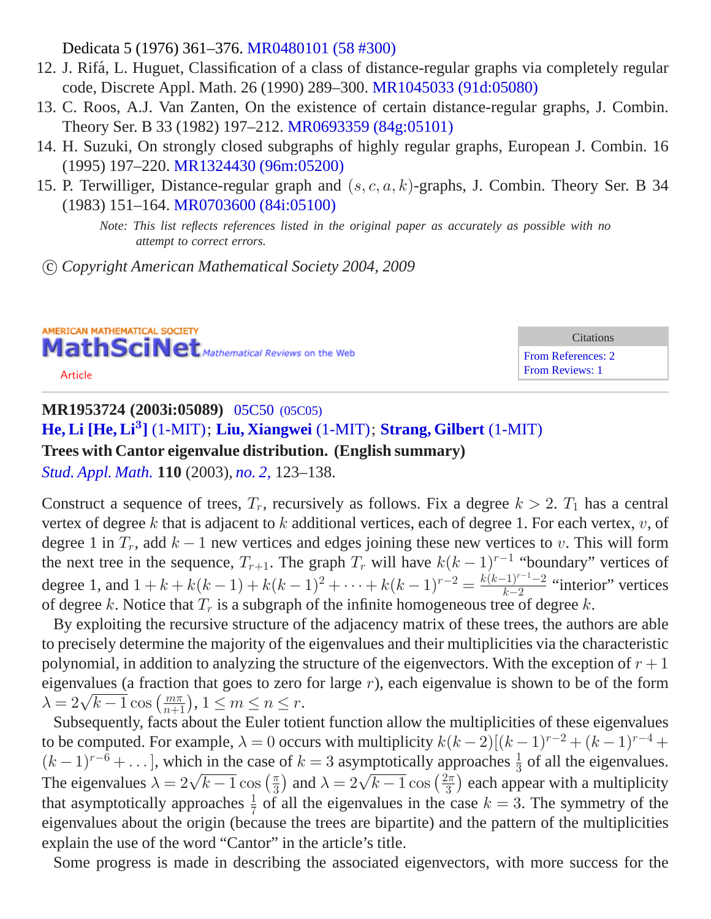Dedicata 5 (1976) 361–376. MR0480101 (58 #300)

12. J. Rifá, L. Huguet, Classification of a class of distance-regular graphs via completely regular code, Discrete Appl. Math. 26 (1990) 289–300. MR1045033 (91d:05080)
13. C. Roos, A.J. Van Zanten, On the existence of certain distance-regular graphs, J. Combin. Theory Ser. B 33 (1982) 197–212. MR0693359 (84g:05101)
14. H. Suzuki, On strongly closed subgraphs of highly regular graphs, European J. Combin. 16 (1995) 197–220. MR1324430 (96m:05200)
15. P. Terwilliger, Distance-regular graph and $(s, c, a, k)$-graphs, J. Combin. Theory Ser. B 34 (1983) 151–164. MR0703600 (84i:05100)

*Note: This list reflects references listed in the original paper as accurately as possible with no attempt to correct errors.*

© *Copyright American Mathematical Society 2004, 2009*

AMERICAN MATHEMATICAL SOCIETY
**MathSciNet** *Mathematical Reviews on the Web*
Article

| Citations |
| --- |
| From References: 2 |
| From Reviews: 1 |

**MR1953724 (2003i:05089)** 05C50 (05C05)
**He, Li [He, Li[3]]** (1-MIT); **Liu, Xiangwei** (1-MIT); **Strang, Gilbert** (1-MIT)
**Trees with Cantor eigenvalue distribution. (English summary)**
*Stud. Appl. Math.* **110** (2003), *no. 2,* 123–138.

Construct a sequence of trees, $T_r$, recursively as follows. Fix a degree $k > 2$. $T_1$ has a central vertex of degree $k$ that is adjacent to $k$ additional vertices, each of degree 1. For each vertex, $v$, of degree 1 in $T_r$, add $k-1$ new vertices and edges joining these new vertices to $v$. This will form the next tree in the sequence, $T_{r+1}$. The graph $T_r$ will have $k(k-1)^{r-1}$ "boundary" vertices of degree 1, and $1 + k + k(k-1) + k(k-1)^2 + \cdots + k(k-1)^{r-2} = \frac{k(k-1)^{r-1}-2}{k-2}$ "interior" vertices of degree $k$. Notice that $T_r$ is a subgraph of the infinite homogeneous tree of degree $k$.

By exploiting the recursive structure of the adjacency matrix of these trees, the authors are able to precisely determine the majority of the eigenvalues and their multiplicities via the characteristic polynomial, in addition to analyzing the structure of the eigenvectors. With the exception of $r+1$ eigenvalues (a fraction that goes to zero for large $r$), each eigenvalue is shown to be of the form $\lambda = 2\sqrt{k-1}\cos\left(\frac{m\pi}{n+1}\right)$, $1 \le m \le n \le r$.

Subsequently, facts about the Euler totient function allow the multiplicities of these eigenvalues to be computed. For example, $\lambda = 0$ occurs with multiplicity $k(k-2)[(k-1)^{r-2} + (k-1)^{r-4} + (k-1)^{r-6} + \ldots]$, which in the case of $k = 3$ asymptotically approaches $\frac{1}{3}$ of all the eigenvalues. The eigenvalues $\lambda = 2\sqrt{k-1}\cos\left(\frac{\pi}{3}\right)$ and $\lambda = 2\sqrt{k-1}\cos\left(\frac{2\pi}{3}\right)$ each appear with a multiplicity that asymptotically approaches $\frac{1}{7}$ of all the eigenvalues in the case $k = 3$. The symmetry of the eigenvalues about the origin (because the trees are bipartite) and the pattern of the multiplicities explain the use of the word "Cantor" in the article's title.

Some progress is made in describing the associated eigenvectors, with more success for the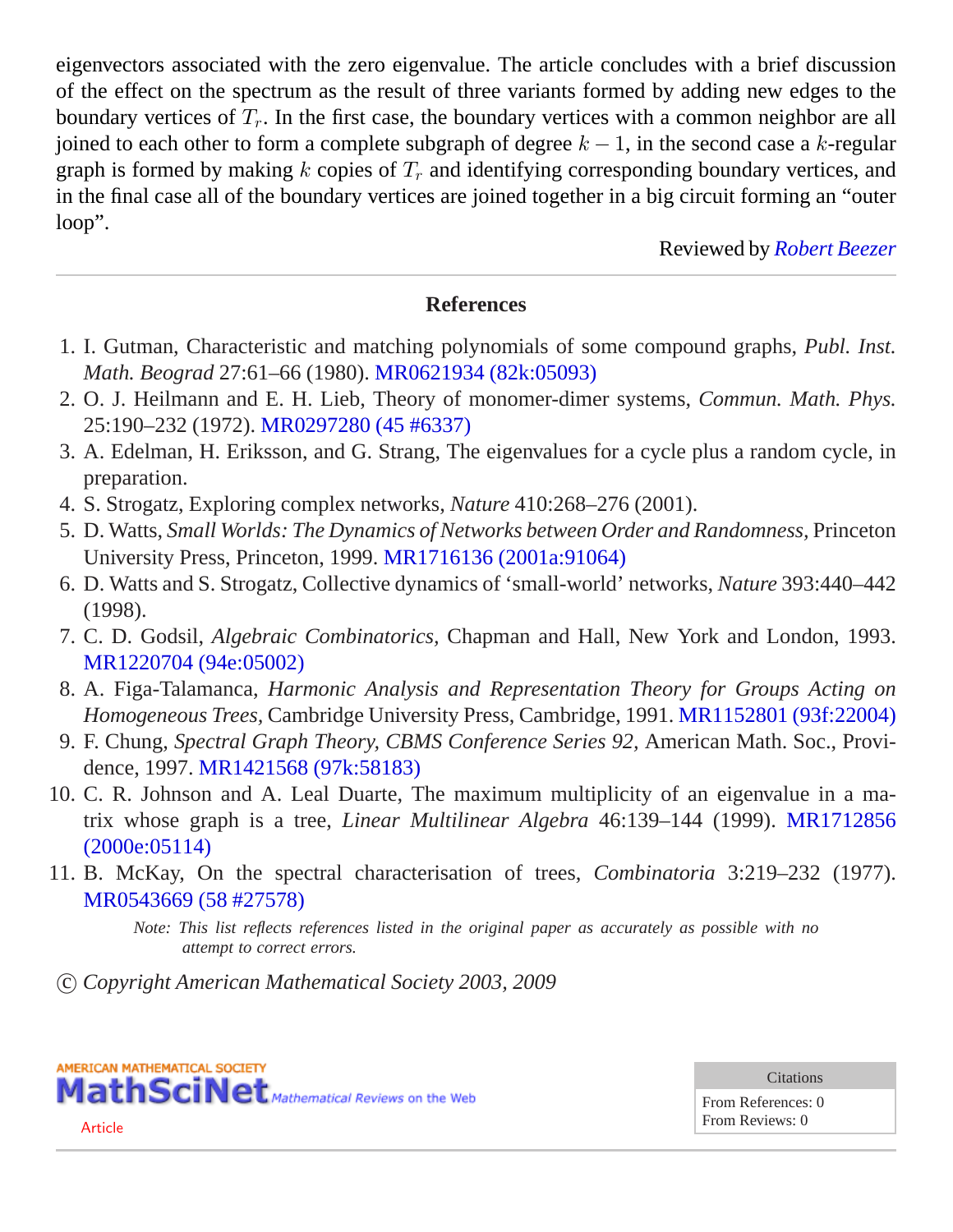eigenvectors associated with the zero eigenvalue. The article concludes with a brief discussion of the effect on the spectrum as the result of three variants formed by adding new edges to the boundary vertices of $T_r$. In the first case, the boundary vertices with a common neighbor are all joined to each other to form a complete subgraph of degree $k-1$, in the second case a $k$-regular graph is formed by making $k$ copies of $T_r$ and identifying corresponding boundary vertices, and in the final case all of the boundary vertices are joined together in a big circuit forming an "outer loop".

Reviewed by *Robert Beezer*

## References

1. I. Gutman, Characteristic and matching polynomials of some compound graphs, *Publ. Inst. Math. Beograd* 27:61–66 (1980). MR0621934 (82k:05093)
2. O. J. Heilmann and E. H. Lieb, Theory of monomer-dimer systems, *Commun. Math. Phys.* 25:190–232 (1972). MR0297280 (45 #6337)
3. A. Edelman, H. Eriksson, and G. Strang, The eigenvalues for a cycle plus a random cycle, in preparation.
4. S. Strogatz, Exploring complex networks, *Nature* 410:268–276 (2001).
5. D. Watts, *Small Worlds: The Dynamics of Networks between Order and Randomness*, Princeton University Press, Princeton, 1999. MR1716136 (2001a:91064)
6. D. Watts and S. Strogatz, Collective dynamics of 'small-world' networks, *Nature* 393:440–442 (1998).
7. C. D. Godsil, *Algebraic Combinatorics*, Chapman and Hall, New York and London, 1993. MR1220704 (94e:05002)
8. A. Figa-Talamanca, *Harmonic Analysis and Representation Theory for Groups Acting on Homogeneous Trees*, Cambridge University Press, Cambridge, 1991. MR1152801 (93f:22004)
9. F. Chung, *Spectral Graph Theory, CBMS Conference Series 92,* American Math. Soc., Providence, 1997. MR1421568 (97k:58183)
10. C. R. Johnson and A. Leal Duarte, The maximum multiplicity of an eigenvalue in a matrix whose graph is a tree, *Linear Multilinear Algebra* 46:139–144 (1999). MR1712856 (2000e:05114)
11. B. McKay, On the spectral characterisation of trees, *Combinatoria* 3:219–232 (1977). MR0543669 (58 #27578)

*Note: This list reflects references listed in the original paper as accurately as possible with no attempt to correct errors.*

© *Copyright American Mathematical Society 2003, 2009*

| Citations |
| --- |
| From References: 0 |
| From Reviews: 0 |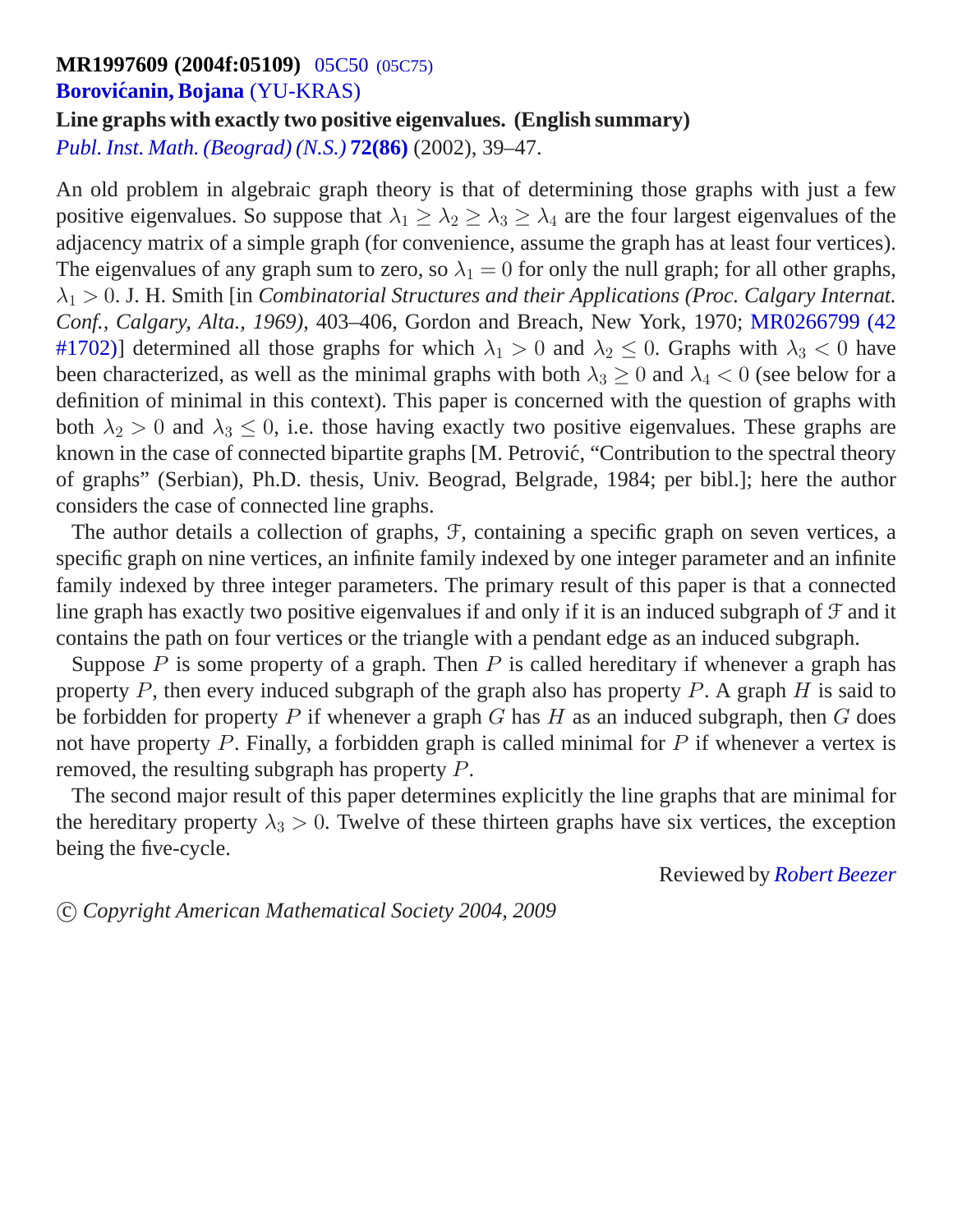**MR1997609 (2004f:05109)** 05C50 (05C75)

**Borovićanin, Bojana** (YU-KRAS)

**Line graphs with exactly two positive eigenvalues. (English summary)**

*Publ. Inst. Math. (Beograd) (N.S.)* **72(86)** (2002), 39–47.

An old problem in algebraic graph theory is that of determining those graphs with just a few positive eigenvalues. So suppose that $\lambda_1 \geq \lambda_2 \geq \lambda_3 \geq \lambda_4$ are the four largest eigenvalues of the adjacency matrix of a simple graph (for convenience, assume the graph has at least four vertices). The eigenvalues of any graph sum to zero, so $\lambda_1 = 0$ for only the null graph; for all other graphs, $\lambda_1 > 0$. J. H. Smith [in *Combinatorial Structures and their Applications (Proc. Calgary Internat. Conf., Calgary, Alta., 1969)*, 403–406, Gordon and Breach, New York, 1970; MR0266799 (42 #1702)] determined all those graphs for which $\lambda_1 > 0$ and $\lambda_2 \leq 0$. Graphs with $\lambda_3 < 0$ have been characterized, as well as the minimal graphs with both $\lambda_3 \geq 0$ and $\lambda_4 < 0$ (see below for a definition of minimal in this context). This paper is concerned with the question of graphs with both $\lambda_2 > 0$ and $\lambda_3 \leq 0$, i.e. those having exactly two positive eigenvalues. These graphs are known in the case of connected bipartite graphs [M. Petrović, "Contribution to the spectral theory of graphs" (Serbian), Ph.D. thesis, Univ. Beograd, Belgrade, 1984; per bibl.]; here the author considers the case of connected line graphs.

The author details a collection of graphs, $\mathcal{F}$, containing a specific graph on seven vertices, a specific graph on nine vertices, an infinite family indexed by one integer parameter and an infinite family indexed by three integer parameters. The primary result of this paper is that a connected line graph has exactly two positive eigenvalues if and only if it is an induced subgraph of $\mathcal{F}$ and it contains the path on four vertices or the triangle with a pendant edge as an induced subgraph.

Suppose $P$ is some property of a graph. Then $P$ is called hereditary if whenever a graph has property $P$, then every induced subgraph of the graph also has property $P$. A graph $H$ is said to be forbidden for property $P$ if whenever a graph $G$ has $H$ as an induced subgraph, then $G$ does not have property $P$. Finally, a forbidden graph is called minimal for $P$ if whenever a vertex is removed, the resulting subgraph has property $P$.

The second major result of this paper determines explicitly the line graphs that are minimal for the hereditary property $\lambda_3 > 0$. Twelve of these thirteen graphs have six vertices, the exception being the five-cycle.

Reviewed by *Robert Beezer*

© *Copyright American Mathematical Society 2004, 2009*